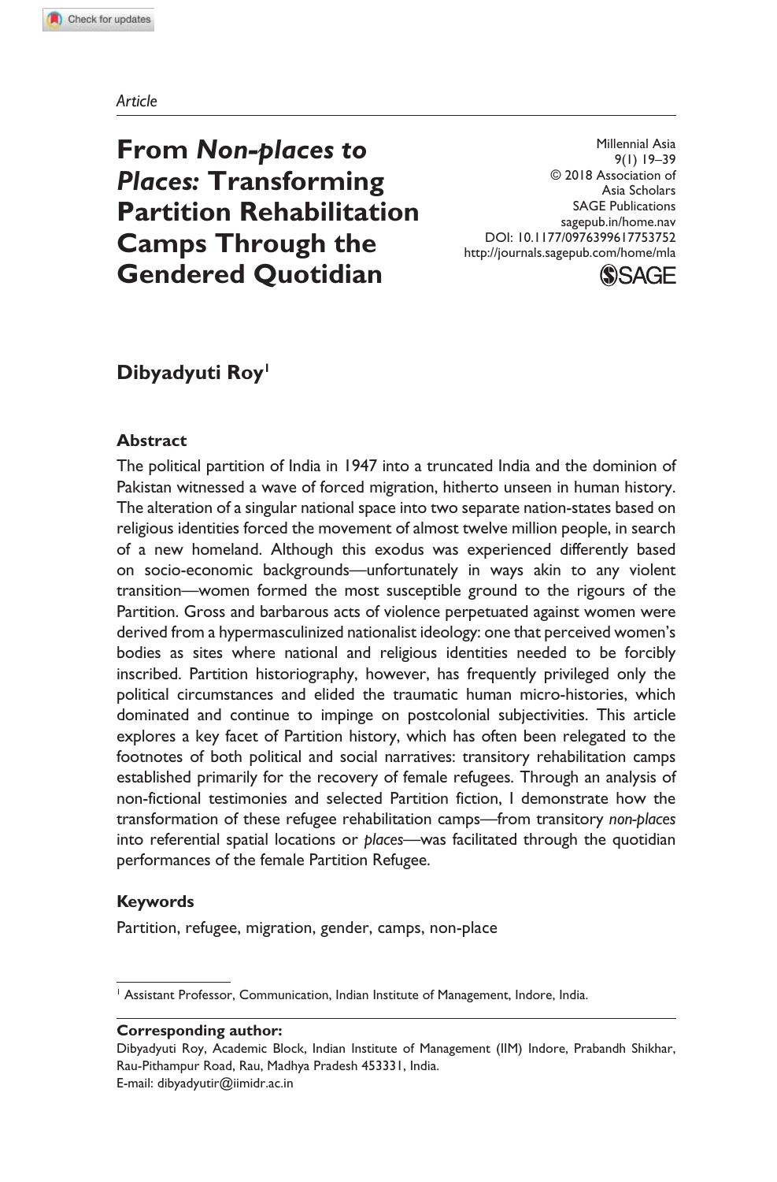*Article*

# From *Non-places to Places:* Transforming Partition Rehabilitation Camps Through the Gendered Quotidian

Millennial Asia
9(1) 19–39
© 2018 Association of Asia Scholars
SAGE Publications
sagepub.in/home.nav
DOI: 10.1177/0976399617753752
http://journals.sagepub.com/home/mla

**Dibyadyuti Roy**[1]

## Abstract

The political partition of India in 1947 into a truncated India and the dominion of Pakistan witnessed a wave of forced migration, hitherto unseen in human history. The alteration of a singular national space into two separate nation-states based on religious identities forced the movement of almost twelve million people, in search of a new homeland. Although this exodus was experienced differently based on socio-economic backgrounds—unfortunately in ways akin to any violent transition—women formed the most susceptible ground to the rigours of the Partition. Gross and barbarous acts of violence perpetuated against women were derived from a hypermasculinized nationalist ideology: one that perceived women's bodies as sites where national and religious identities needed to be forcibly inscribed. Partition historiography, however, has frequently privileged only the political circumstances and elided the traumatic human micro-histories, which dominated and continue to impinge on postcolonial subjectivities. This article explores a key facet of Partition history, which has often been relegated to the footnotes of both political and social narratives: transitory rehabilitation camps established primarily for the recovery of female refugees. Through an analysis of non-fictional testimonies and selected Partition fiction, I demonstrate how the transformation of these refugee rehabilitation camps—from transitory *non-places* into referential spatial locations or *places*—was facilitated through the quotidian performances of the female Partition Refugee.

## Keywords

Partition, refugee, migration, gender, camps, non-place

[1] Assistant Professor, Communication, Indian Institute of Management, Indore, India.

**Corresponding author:**
Dibyadyuti Roy, Academic Block, Indian Institute of Management (IIM) Indore, Prabandh Shikhar, Rau-Pithampur Road, Rau, Madhya Pradesh 453331, India.
E-mail: dibyadyutir@iimidr.ac.in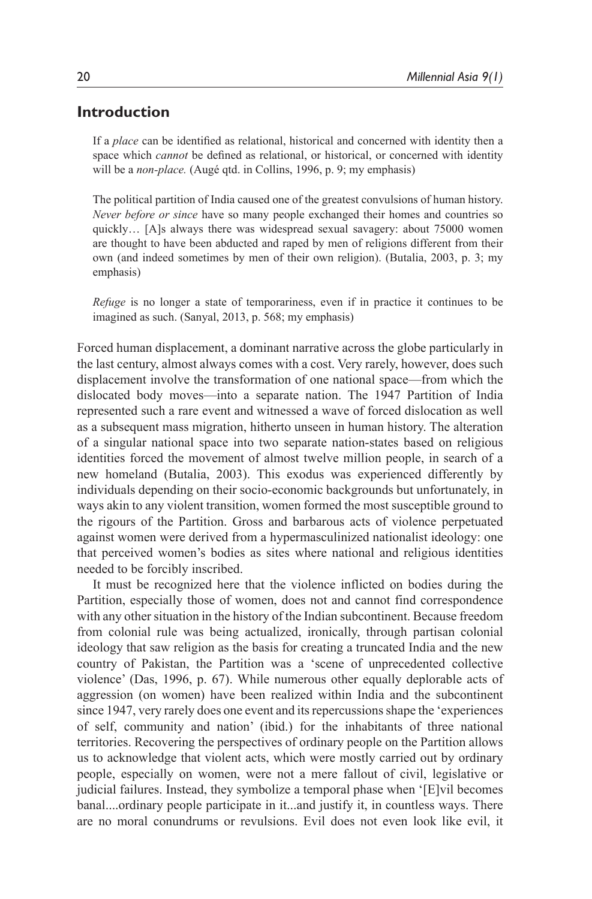## Introduction

> If a *place* can be identified as relational, historical and concerned with identity then a space which *cannot* be defined as relational, or historical, or concerned with identity will be a *non-place.* (Augé qtd. in Collins, 1996, p. 9; my emphasis)

> The political partition of India caused one of the greatest convulsions of human history. *Never before or since* have so many people exchanged their homes and countries so quickly… [A]s always there was widespread sexual savagery: about 75000 women are thought to have been abducted and raped by men of religions different from their own (and indeed sometimes by men of their own religion). (Butalia, 2003, p. 3; my emphasis)

> *Refuge* is no longer a state of temporariness, even if in practice it continues to be imagined as such. (Sanyal, 2013, p. 568; my emphasis)

Forced human displacement, a dominant narrative across the globe particularly in the last century, almost always comes with a cost. Very rarely, however, does such displacement involve the transformation of one national space—from which the dislocated body moves—into a separate nation. The 1947 Partition of India represented such a rare event and witnessed a wave of forced dislocation as well as a subsequent mass migration, hitherto unseen in human history. The alteration of a singular national space into two separate nation-states based on religious identities forced the movement of almost twelve million people, in search of a new homeland (Butalia, 2003). This exodus was experienced differently by individuals depending on their socio-economic backgrounds but unfortunately, in ways akin to any violent transition, women formed the most susceptible ground to the rigours of the Partition. Gross and barbarous acts of violence perpetuated against women were derived from a hypermasculinized nationalist ideology: one that perceived women's bodies as sites where national and religious identities needed to be forcibly inscribed.

It must be recognized here that the violence inflicted on bodies during the Partition, especially those of women, does not and cannot find correspondence with any other situation in the history of the Indian subcontinent. Because freedom from colonial rule was being actualized, ironically, through partisan colonial ideology that saw religion as the basis for creating a truncated India and the new country of Pakistan, the Partition was a 'scene of unprecedented collective violence' (Das, 1996, p. 67). While numerous other equally deplorable acts of aggression (on women) have been realized within India and the subcontinent since 1947, very rarely does one event and its repercussions shape the 'experiences of self, community and nation' (ibid.) for the inhabitants of three national territories. Recovering the perspectives of ordinary people on the Partition allows us to acknowledge that violent acts, which were mostly carried out by ordinary people, especially on women, were not a mere fallout of civil, legislative or judicial failures. Instead, they symbolize a temporal phase when '[E]vil becomes banal....ordinary people participate in it...and justify it, in countless ways. There are no moral conundrums or revulsions. Evil does not even look like evil, it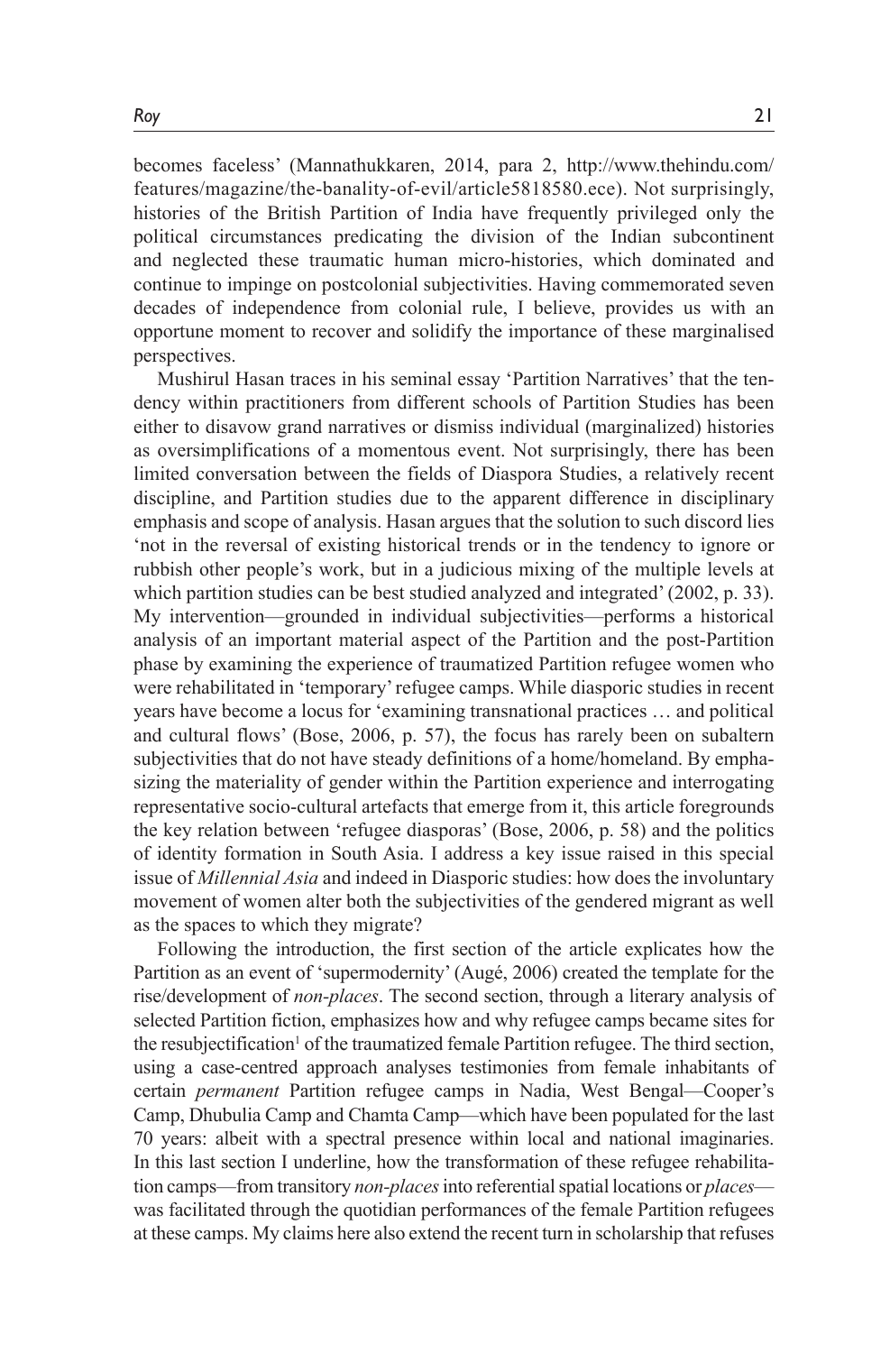becomes faceless' (Mannathukkaren, 2014, para 2, http://www.thehindu.com/features/magazine/the-banality-of-evil/article5818580.ece). Not surprisingly, histories of the British Partition of India have frequently privileged only the political circumstances predicating the division of the Indian subcontinent and neglected these traumatic human micro-histories, which dominated and continue to impinge on postcolonial subjectivities. Having commemorated seven decades of independence from colonial rule, I believe, provides us with an opportune moment to recover and solidify the importance of these marginalised perspectives.

Mushirul Hasan traces in his seminal essay 'Partition Narratives' that the tendency within practitioners from different schools of Partition Studies has been either to disavow grand narratives or dismiss individual (marginalized) histories as oversimplifications of a momentous event. Not surprisingly, there has been limited conversation between the fields of Diaspora Studies, a relatively recent discipline, and Partition studies due to the apparent difference in disciplinary emphasis and scope of analysis. Hasan argues that the solution to such discord lies 'not in the reversal of existing historical trends or in the tendency to ignore or rubbish other people's work, but in a judicious mixing of the multiple levels at which partition studies can be best studied analyzed and integrated' (2002, p. 33). My intervention—grounded in individual subjectivities—performs a historical analysis of an important material aspect of the Partition and the post-Partition phase by examining the experience of traumatized Partition refugee women who were rehabilitated in 'temporary' refugee camps. While diasporic studies in recent years have become a locus for 'examining transnational practices … and political and cultural flows' (Bose, 2006, p. 57), the focus has rarely been on subaltern subjectivities that do not have steady definitions of a home/homeland. By emphasizing the materiality of gender within the Partition experience and interrogating representative socio-cultural artefacts that emerge from it, this article foregrounds the key relation between 'refugee diasporas' (Bose, 2006, p. 58) and the politics of identity formation in South Asia. I address a key issue raised in this special issue of *Millennial Asia* and indeed in Diasporic studies: how does the involuntary movement of women alter both the subjectivities of the gendered migrant as well as the spaces to which they migrate?

Following the introduction, the first section of the article explicates how the Partition as an event of 'supermodernity' (Augé, 2006) created the template for the rise/development of *non-places*. The second section, through a literary analysis of selected Partition fiction, emphasizes how and why refugee camps became sites for the resubjectification[1] of the traumatized female Partition refugee. The third section, using a case-centred approach analyses testimonies from female inhabitants of certain *permanent* Partition refugee camps in Nadia, West Bengal—Cooper's Camp, Dhubulia Camp and Chamta Camp—which have been populated for the last 70 years: albeit with a spectral presence within local and national imaginaries. In this last section I underline, how the transformation of these refugee rehabilitation camps—from transitory *non-places* into referential spatial locations or *places*—was facilitated through the quotidian performances of the female Partition refugees at these camps. My claims here also extend the recent turn in scholarship that refuses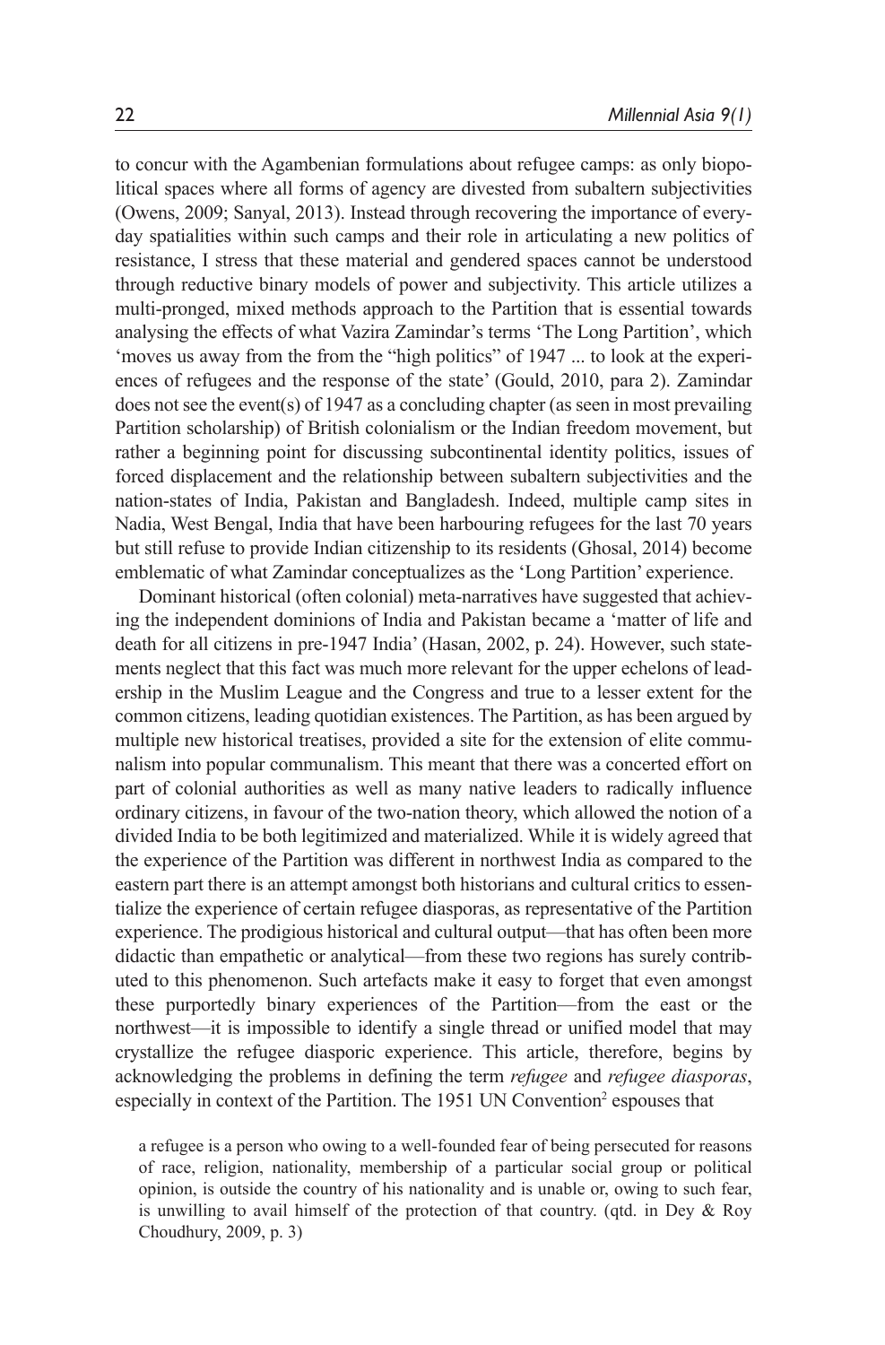to concur with the Agambenian formulations about refugee camps: as only biopolitical spaces where all forms of agency are divested from subaltern subjectivities (Owens, 2009; Sanyal, 2013). Instead through recovering the importance of everyday spatialities within such camps and their role in articulating a new politics of resistance, I stress that these material and gendered spaces cannot be understood through reductive binary models of power and subjectivity. This article utilizes a multi-pronged, mixed methods approach to the Partition that is essential towards analysing the effects of what Vazira Zamindar's terms 'The Long Partition', which 'moves us away from the from the "high politics" of 1947 ... to look at the experiences of refugees and the response of the state' (Gould, 2010, para 2). Zamindar does not see the event(s) of 1947 as a concluding chapter (as seen in most prevailing Partition scholarship) of British colonialism or the Indian freedom movement, but rather a beginning point for discussing subcontinental identity politics, issues of forced displacement and the relationship between subaltern subjectivities and the nation-states of India, Pakistan and Bangladesh. Indeed, multiple camp sites in Nadia, West Bengal, India that have been harbouring refugees for the last 70 years but still refuse to provide Indian citizenship to its residents (Ghosal, 2014) become emblematic of what Zamindar conceptualizes as the 'Long Partition' experience.

Dominant historical (often colonial) meta-narratives have suggested that achieving the independent dominions of India and Pakistan became a 'matter of life and death for all citizens in pre-1947 India' (Hasan, 2002, p. 24). However, such statements neglect that this fact was much more relevant for the upper echelons of leadership in the Muslim League and the Congress and true to a lesser extent for the common citizens, leading quotidian existences. The Partition, as has been argued by multiple new historical treatises, provided a site for the extension of elite communalism into popular communalism. This meant that there was a concerted effort on part of colonial authorities as well as many native leaders to radically influence ordinary citizens, in favour of the two-nation theory, which allowed the notion of a divided India to be both legitimized and materialized. While it is widely agreed that the experience of the Partition was different in northwest India as compared to the eastern part there is an attempt amongst both historians and cultural critics to essentialize the experience of certain refugee diasporas, as representative of the Partition experience. The prodigious historical and cultural output—that has often been more didactic than empathetic or analytical—from these two regions has surely contributed to this phenomenon. Such artefacts make it easy to forget that even amongst these purportedly binary experiences of the Partition—from the east or the northwest—it is impossible to identify a single thread or unified model that may crystallize the refugee diasporic experience. This article, therefore, begins by acknowledging the problems in defining the term *refugee* and *refugee diasporas*, especially in context of the Partition. The 1951 UN Convention[2] espouses that

> a refugee is a person who owing to a well-founded fear of being persecuted for reasons of race, religion, nationality, membership of a particular social group or political opinion, is outside the country of his nationality and is unable or, owing to such fear, is unwilling to avail himself of the protection of that country. (qtd. in Dey & Roy Choudhury, 2009, p. 3)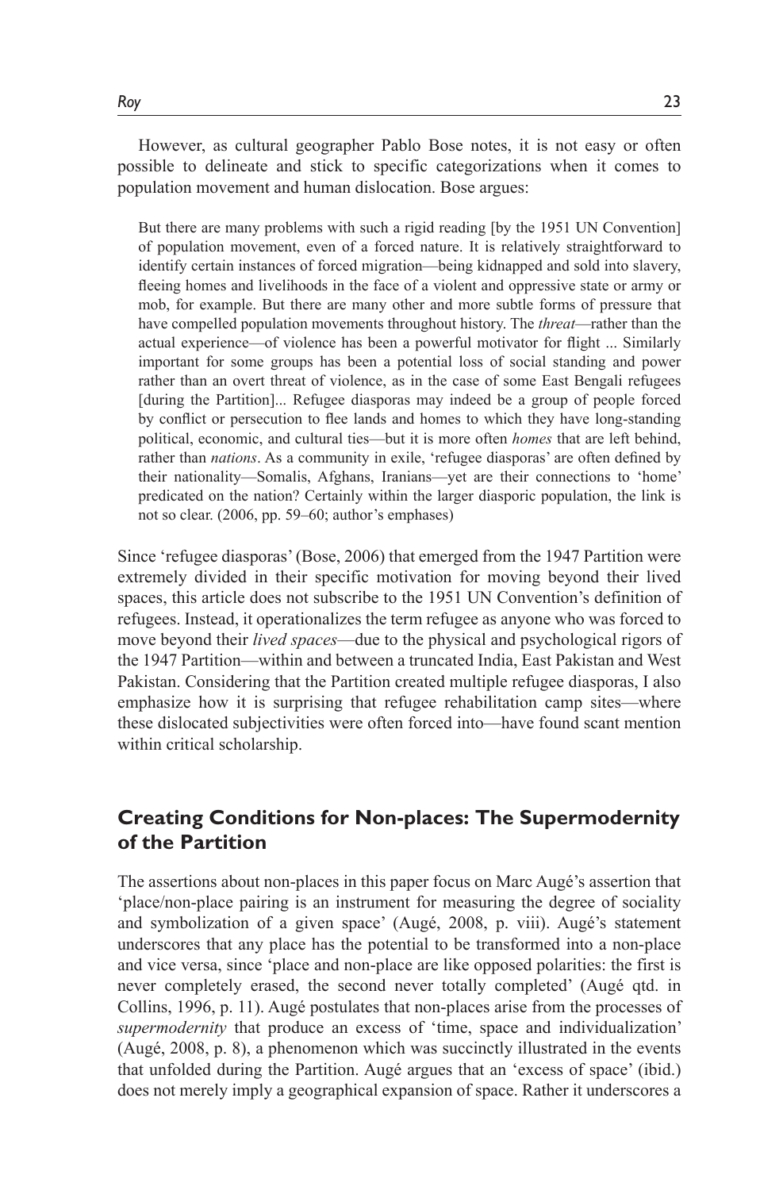However, as cultural geographer Pablo Bose notes, it is not easy or often possible to delineate and stick to specific categorizations when it comes to population movement and human dislocation. Bose argues:

> But there are many problems with such a rigid reading [by the 1951 UN Convention] of population movement, even of a forced nature. It is relatively straightforward to identify certain instances of forced migration—being kidnapped and sold into slavery, fleeing homes and livelihoods in the face of a violent and oppressive state or army or mob, for example. But there are many other and more subtle forms of pressure that have compelled population movements throughout history. The *threat*—rather than the actual experience—of violence has been a powerful motivator for flight ... Similarly important for some groups has been a potential loss of social standing and power rather than an overt threat of violence, as in the case of some East Bengali refugees [during the Partition]... Refugee diasporas may indeed be a group of people forced by conflict or persecution to flee lands and homes to which they have long-standing political, economic, and cultural ties—but it is more often *homes* that are left behind, rather than *nations*. As a community in exile, 'refugee diasporas' are often defined by their nationality—Somalis, Afghans, Iranians—yet are their connections to 'home' predicated on the nation? Certainly within the larger diasporic population, the link is not so clear. (2006, pp. 59–60; author's emphases)

Since 'refugee diasporas' (Bose, 2006) that emerged from the 1947 Partition were extremely divided in their specific motivation for moving beyond their lived spaces, this article does not subscribe to the 1951 UN Convention's definition of refugees. Instead, it operationalizes the term refugee as anyone who was forced to move beyond their *lived spaces*—due to the physical and psychological rigors of the 1947 Partition—within and between a truncated India, East Pakistan and West Pakistan. Considering that the Partition created multiple refugee diasporas, I also emphasize how it is surprising that refugee rehabilitation camp sites—where these dislocated subjectivities were often forced into—have found scant mention within critical scholarship.

## Creating Conditions for Non-places: The Supermodernity of the Partition

The assertions about non-places in this paper focus on Marc Augé's assertion that 'place/non-place pairing is an instrument for measuring the degree of sociality and symbolization of a given space' (Augé, 2008, p. viii). Augé's statement underscores that any place has the potential to be transformed into a non-place and vice versa, since 'place and non-place are like opposed polarities: the first is never completely erased, the second never totally completed' (Augé qtd. in Collins, 1996, p. 11). Augé postulates that non-places arise from the processes of *supermodernity* that produce an excess of 'time, space and individualization' (Augé, 2008, p. 8), a phenomenon which was succinctly illustrated in the events that unfolded during the Partition. Augé argues that an 'excess of space' (ibid.) does not merely imply a geographical expansion of space. Rather it underscores a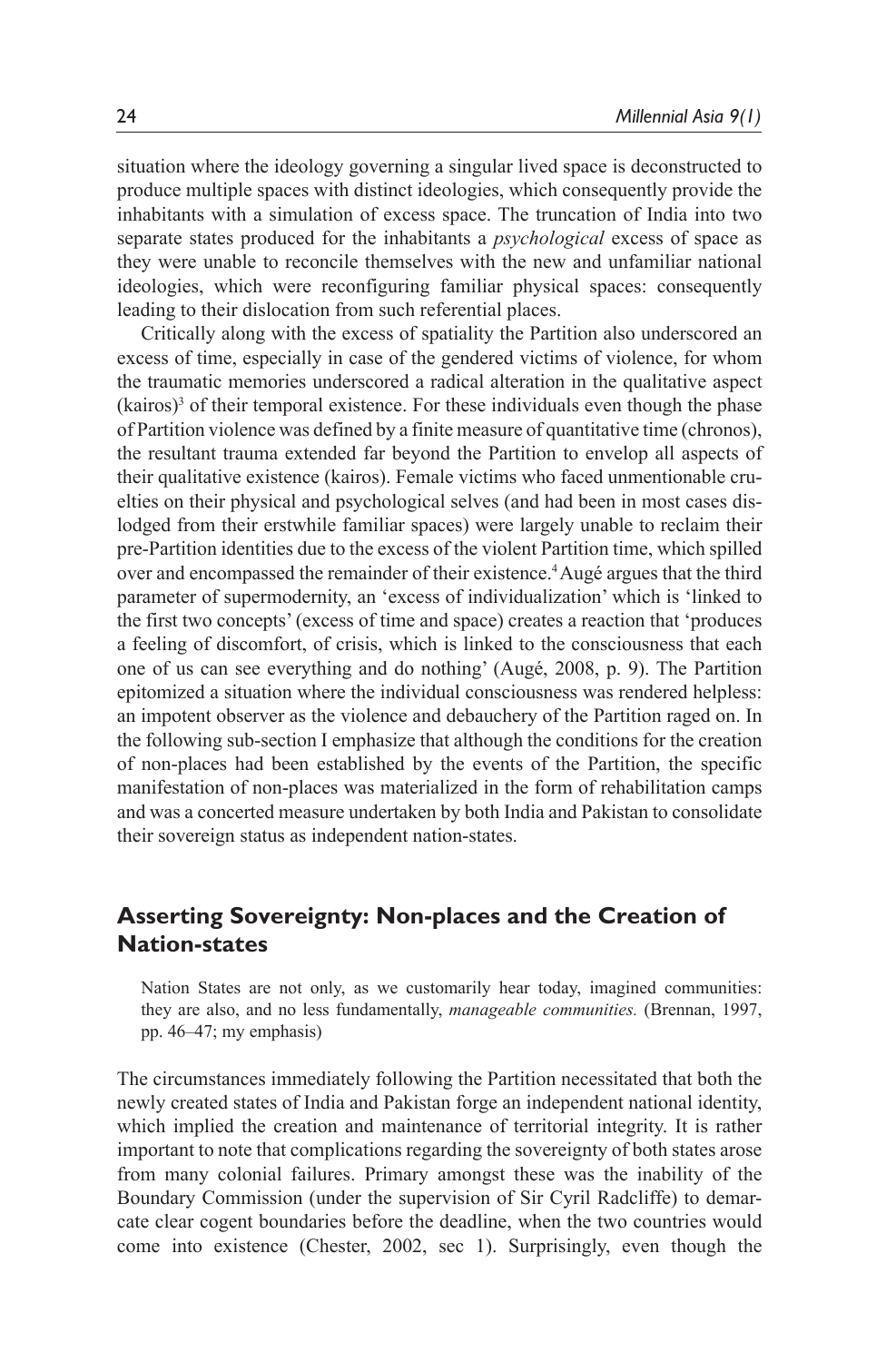situation where the ideology governing a singular lived space is deconstructed to produce multiple spaces with distinct ideologies, which consequently provide the inhabitants with a simulation of excess space. The truncation of India into two separate states produced for the inhabitants a *psychological* excess of space as they were unable to reconcile themselves with the new and unfamiliar national ideologies, which were reconfiguring familiar physical spaces: consequently leading to their dislocation from such referential places.

Critically along with the excess of spatiality the Partition also underscored an excess of time, especially in case of the gendered victims of violence, for whom the traumatic memories underscored a radical alteration in the qualitative aspect (kairos)[3] of their temporal existence. For these individuals even though the phase of Partition violence was defined by a finite measure of quantitative time (chronos), the resultant trauma extended far beyond the Partition to envelop all aspects of their qualitative existence (kairos). Female victims who faced unmentionable cruelties on their physical and psychological selves (and had been in most cases dislodged from their erstwhile familiar spaces) were largely unable to reclaim their pre-Partition identities due to the excess of the violent Partition time, which spilled over and encompassed the remainder of their existence.[4] Augé argues that the third parameter of supermodernity, an 'excess of individualization' which is 'linked to the first two concepts' (excess of time and space) creates a reaction that 'produces a feeling of discomfort, of crisis, which is linked to the consciousness that each one of us can see everything and do nothing' (Augé, 2008, p. 9). The Partition epitomized a situation where the individual consciousness was rendered helpless: an impotent observer as the violence and debauchery of the Partition raged on. In the following sub-section I emphasize that although the conditions for the creation of non-places had been established by the events of the Partition, the specific manifestation of non-places was materialized in the form of rehabilitation camps and was a concerted measure undertaken by both India and Pakistan to consolidate their sovereign status as independent nation-states.

## Asserting Sovereignty: Non-places and the Creation of Nation-states

> Nation States are not only, as we customarily hear today, imagined communities: they are also, and no less fundamentally, *manageable communities.* (Brennan, 1997, pp. 46–47; my emphasis)

The circumstances immediately following the Partition necessitated that both the newly created states of India and Pakistan forge an independent national identity, which implied the creation and maintenance of territorial integrity. It is rather important to note that complications regarding the sovereignty of both states arose from many colonial failures. Primary amongst these was the inability of the Boundary Commission (under the supervision of Sir Cyril Radcliffe) to demarcate clear cogent boundaries before the deadline, when the two countries would come into existence (Chester, 2002, sec 1). Surprisingly, even though the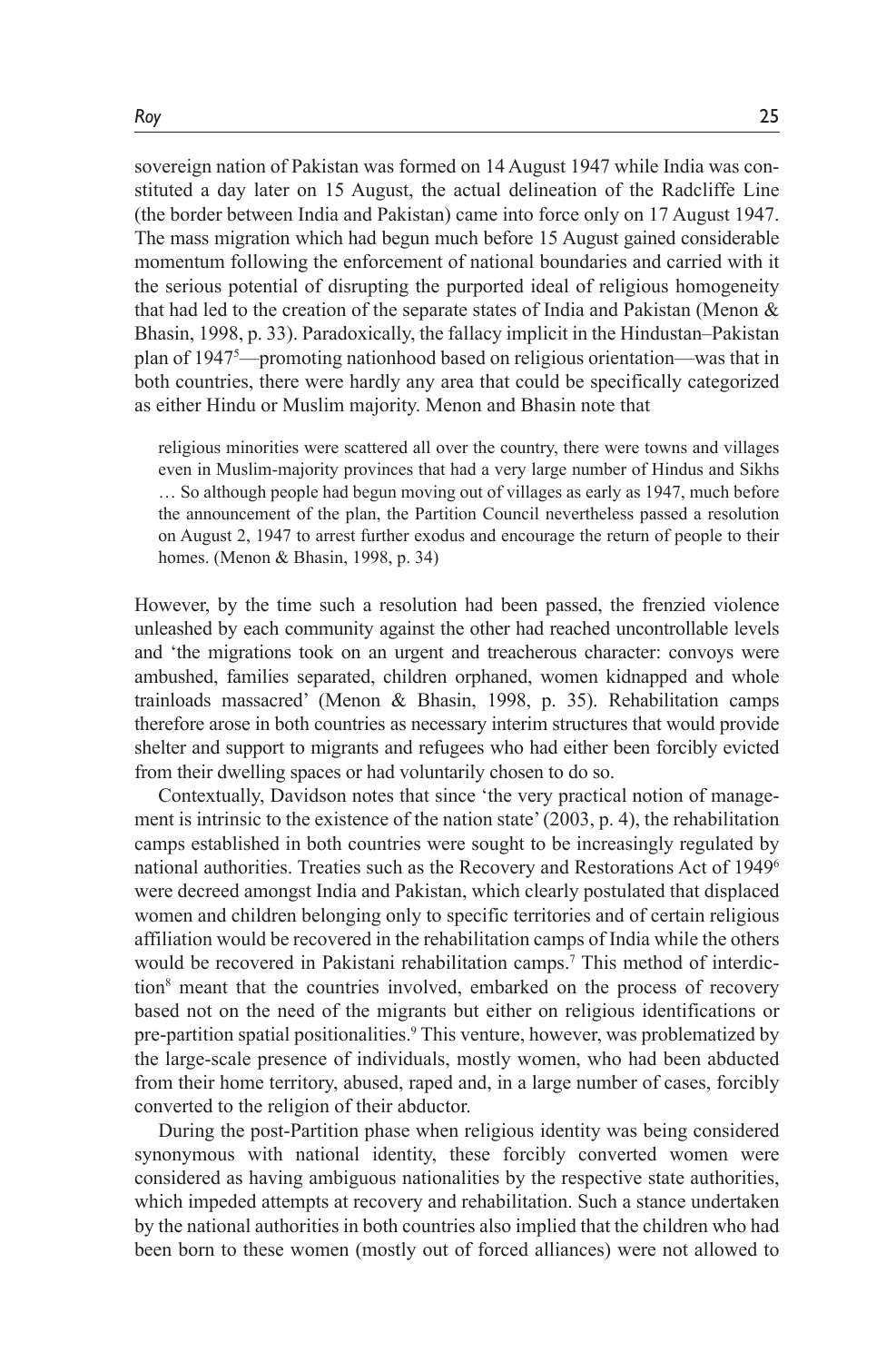sovereign nation of Pakistan was formed on 14 August 1947 while India was constituted a day later on 15 August, the actual delineation of the Radcliffe Line (the border between India and Pakistan) came into force only on 17 August 1947. The mass migration which had begun much before 15 August gained considerable momentum following the enforcement of national boundaries and carried with it the serious potential of disrupting the purported ideal of religious homogeneity that had led to the creation of the separate states of India and Pakistan (Menon & Bhasin, 1998, p. 33). Paradoxically, the fallacy implicit in the Hindustan–Pakistan plan of 1947[5]—promoting nationhood based on religious orientation—was that in both countries, there were hardly any area that could be specifically categorized as either Hindu or Muslim majority. Menon and Bhasin note that

> religious minorities were scattered all over the country, there were towns and villages even in Muslim-majority provinces that had a very large number of Hindus and Sikhs … So although people had begun moving out of villages as early as 1947, much before the announcement of the plan, the Partition Council nevertheless passed a resolution on August 2, 1947 to arrest further exodus and encourage the return of people to their homes. (Menon & Bhasin, 1998, p. 34)

However, by the time such a resolution had been passed, the frenzied violence unleashed by each community against the other had reached uncontrollable levels and 'the migrations took on an urgent and treacherous character: convoys were ambushed, families separated, children orphaned, women kidnapped and whole trainloads massacred' (Menon & Bhasin, 1998, p. 35). Rehabilitation camps therefore arose in both countries as necessary interim structures that would provide shelter and support to migrants and refugees who had either been forcibly evicted from their dwelling spaces or had voluntarily chosen to do so.

Contextually, Davidson notes that since 'the very practical notion of management is intrinsic to the existence of the nation state' (2003, p. 4), the rehabilitation camps established in both countries were sought to be increasingly regulated by national authorities. Treaties such as the Recovery and Restorations Act of 1949[6] were decreed amongst India and Pakistan, which clearly postulated that displaced women and children belonging only to specific territories and of certain religious affiliation would be recovered in the rehabilitation camps of India while the others would be recovered in Pakistani rehabilitation camps.[7] This method of interdiction[8] meant that the countries involved, embarked on the process of recovery based not on the need of the migrants but either on religious identifications or pre-partition spatial positionalities.[9] This venture, however, was problematized by the large-scale presence of individuals, mostly women, who had been abducted from their home territory, abused, raped and, in a large number of cases, forcibly converted to the religion of their abductor.

During the post-Partition phase when religious identity was being considered synonymous with national identity, these forcibly converted women were considered as having ambiguous nationalities by the respective state authorities, which impeded attempts at recovery and rehabilitation. Such a stance undertaken by the national authorities in both countries also implied that the children who had been born to these women (mostly out of forced alliances) were not allowed to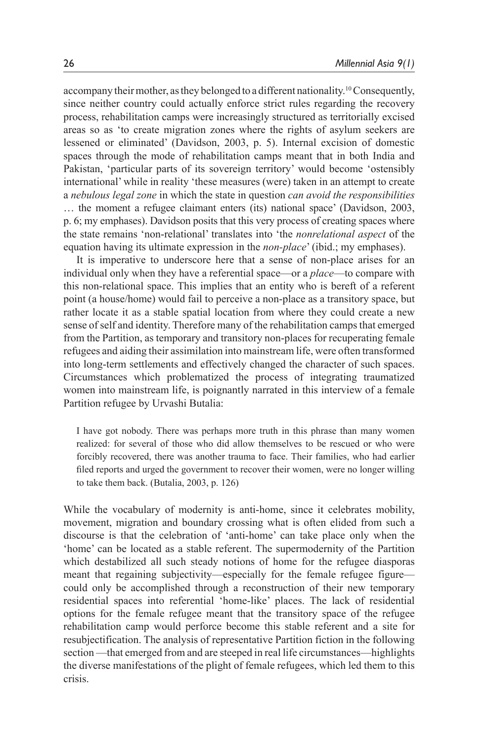accompany their mother, as they belonged to a different nationality.[10] Consequently, since neither country could actually enforce strict rules regarding the recovery process, rehabilitation camps were increasingly structured as territorially excised areas so as 'to create migration zones where the rights of asylum seekers are lessened or eliminated' (Davidson, 2003, p. 5). Internal excision of domestic spaces through the mode of rehabilitation camps meant that in both India and Pakistan, 'particular parts of its sovereign territory' would become 'ostensibly international' while in reality 'these measures (were) taken in an attempt to create a *nebulous legal zone* in which the state in question *can avoid the responsibilities* … the moment a refugee claimant enters (its) national space' (Davidson, 2003, p. 6; my emphases). Davidson posits that this very process of creating spaces where the state remains 'non-relational' translates into 'the *nonrelational aspect* of the equation having its ultimate expression in the *non-place*' (ibid.; my emphases).

It is imperative to underscore here that a sense of non-place arises for an individual only when they have a referential space—or a *place*—to compare with this non-relational space. This implies that an entity who is bereft of a referent point (a house/home) would fail to perceive a non-place as a transitory space, but rather locate it as a stable spatial location from where they could create a new sense of self and identity. Therefore many of the rehabilitation camps that emerged from the Partition, as temporary and transitory non-places for recuperating female refugees and aiding their assimilation into mainstream life, were often transformed into long-term settlements and effectively changed the character of such spaces. Circumstances which problematized the process of integrating traumatized women into mainstream life, is poignantly narrated in this interview of a female Partition refugee by Urvashi Butalia:

> I have got nobody. There was perhaps more truth in this phrase than many women realized: for several of those who did allow themselves to be rescued or who were forcibly recovered, there was another trauma to face. Their families, who had earlier filed reports and urged the government to recover their women, were no longer willing to take them back. (Butalia, 2003, p. 126)

While the vocabulary of modernity is anti-home, since it celebrates mobility, movement, migration and boundary crossing what is often elided from such a discourse is that the celebration of 'anti-home' can take place only when the 'home' can be located as a stable referent. The supermodernity of the Partition which destabilized all such steady notions of home for the refugee diasporas meant that regaining subjectivity—especially for the female refugee figure—could only be accomplished through a reconstruction of their new temporary residential spaces into referential 'home-like' places. The lack of residential options for the female refugee meant that the transitory space of the refugee rehabilitation camp would perforce become this stable referent and a site for resubjectification. The analysis of representative Partition fiction in the following section —that emerged from and are steeped in real life circumstances—highlights the diverse manifestations of the plight of female refugees, which led them to this crisis.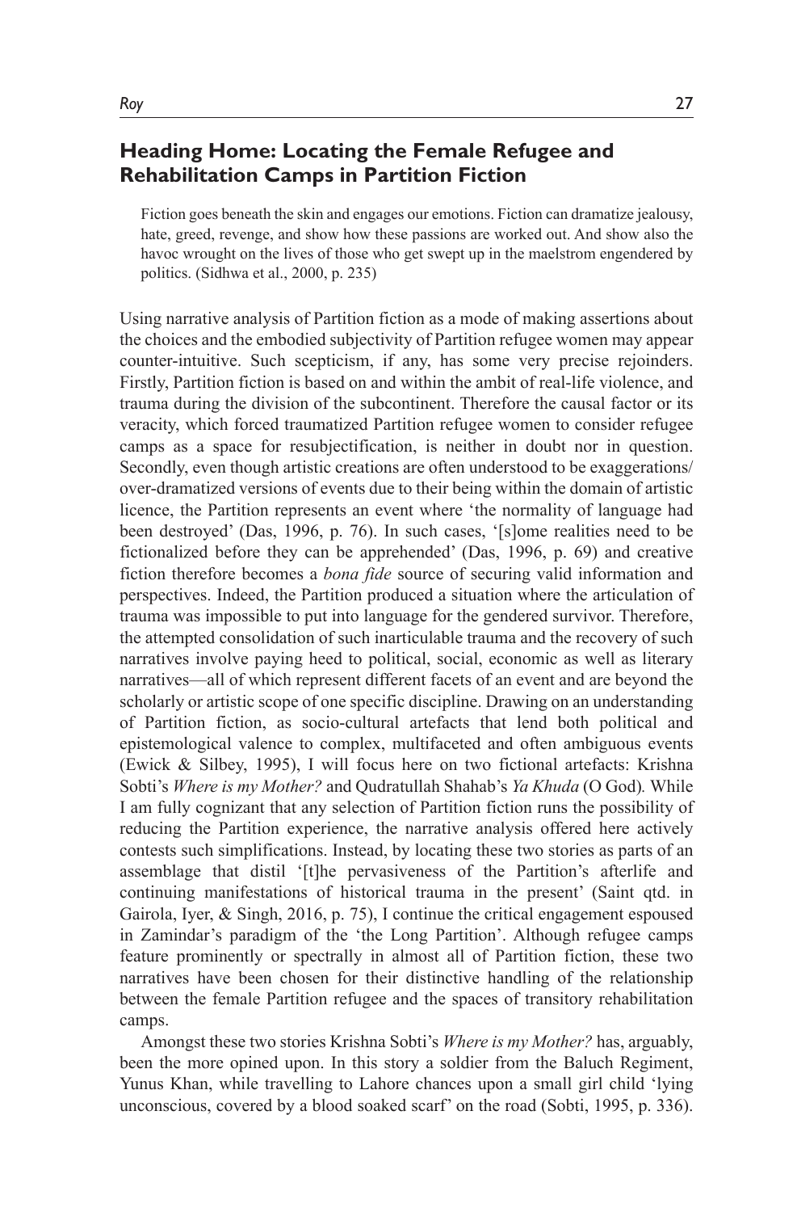## Heading Home: Locating the Female Refugee and Rehabilitation Camps in Partition Fiction

> Fiction goes beneath the skin and engages our emotions. Fiction can dramatize jealousy, hate, greed, revenge, and show how these passions are worked out. And show also the havoc wrought on the lives of those who get swept up in the maelstrom engendered by politics. (Sidhwa et al., 2000, p. 235)

Using narrative analysis of Partition fiction as a mode of making assertions about the choices and the embodied subjectivity of Partition refugee women may appear counter-intuitive. Such scepticism, if any, has some very precise rejoinders. Firstly, Partition fiction is based on and within the ambit of real-life violence, and trauma during the division of the subcontinent. Therefore the causal factor or its veracity, which forced traumatized Partition refugee women to consider refugee camps as a space for resubjectification, is neither in doubt nor in question. Secondly, even though artistic creations are often understood to be exaggerations/over-dramatized versions of events due to their being within the domain of artistic licence, the Partition represents an event where 'the normality of language had been destroyed' (Das, 1996, p. 76). In such cases, '[s]ome realities need to be fictionalized before they can be apprehended' (Das, 1996, p. 69) and creative fiction therefore becomes a *bona fide* source of securing valid information and perspectives. Indeed, the Partition produced a situation where the articulation of trauma was impossible to put into language for the gendered survivor. Therefore, the attempted consolidation of such inarticulable trauma and the recovery of such narratives involve paying heed to political, social, economic as well as literary narratives—all of which represent different facets of an event and are beyond the scholarly or artistic scope of one specific discipline. Drawing on an understanding of Partition fiction, as socio-cultural artefacts that lend both political and epistemological valence to complex, multifaceted and often ambiguous events (Ewick & Silbey, 1995), I will focus here on two fictional artefacts: Krishna Sobti's *Where is my Mother?* and Qudratullah Shahab's *Ya Khuda* (O God)*.* While I am fully cognizant that any selection of Partition fiction runs the possibility of reducing the Partition experience, the narrative analysis offered here actively contests such simplifications. Instead, by locating these two stories as parts of an assemblage that distil '[t]he pervasiveness of the Partition's afterlife and continuing manifestations of historical trauma in the present' (Saint qtd. in Gairola, Iyer, & Singh, 2016, p. 75), I continue the critical engagement espoused in Zamindar's paradigm of the 'the Long Partition'. Although refugee camps feature prominently or spectrally in almost all of Partition fiction, these two narratives have been chosen for their distinctive handling of the relationship between the female Partition refugee and the spaces of transitory rehabilitation camps.

Amongst these two stories Krishna Sobti's *Where is my Mother?* has, arguably, been the more opined upon. In this story a soldier from the Baluch Regiment, Yunus Khan, while travelling to Lahore chances upon a small girl child 'lying unconscious, covered by a blood soaked scarf' on the road (Sobti, 1995, p. 336).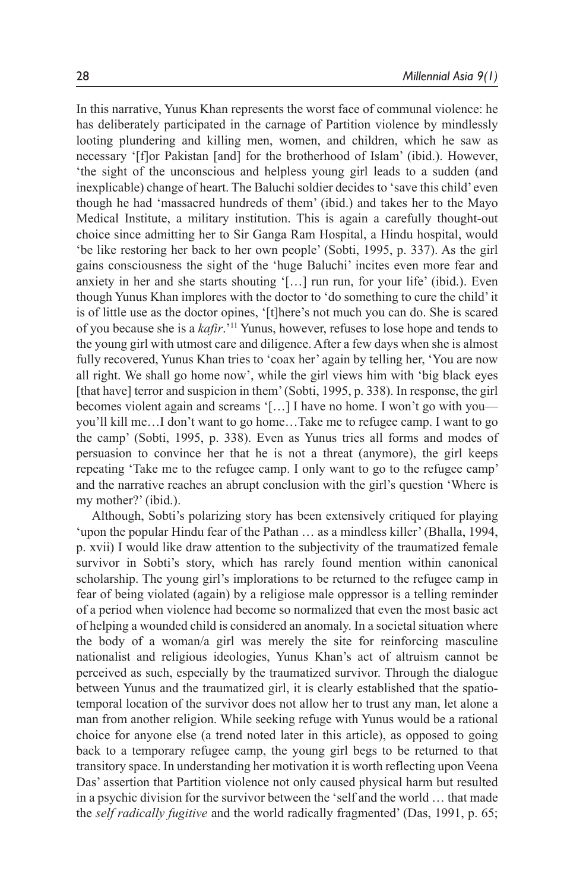In this narrative, Yunus Khan represents the worst face of communal violence: he has deliberately participated in the carnage of Partition violence by mindlessly looting plundering and killing men, women, and children, which he saw as necessary '[f]or Pakistan [and] for the brotherhood of Islam' (ibid.). However, 'the sight of the unconscious and helpless young girl leads to a sudden (and inexplicable) change of heart. The Baluchi soldier decides to 'save this child' even though he had 'massacred hundreds of them' (ibid.) and takes her to the Mayo Medical Institute, a military institution. This is again a carefully thought-out choice since admitting her to Sir Ganga Ram Hospital, a Hindu hospital, would 'be like restoring her back to her own people' (Sobti, 1995, p. 337). As the girl gains consciousness the sight of the 'huge Baluchi' incites even more fear and anxiety in her and she starts shouting '[…] run run, for your life' (ibid.). Even though Yunus Khan implores with the doctor to 'do something to cure the child' it is of little use as the doctor opines, '[t]here's not much you can do. She is scared of you because she is a *kafir*.'[11] Yunus, however, refuses to lose hope and tends to the young girl with utmost care and diligence. After a few days when she is almost fully recovered, Yunus Khan tries to 'coax her' again by telling her, 'You are now all right. We shall go home now', while the girl views him with 'big black eyes [that have] terror and suspicion in them' (Sobti, 1995, p. 338). In response, the girl becomes violent again and screams '[…] I have no home. I won't go with you—you'll kill me…I don't want to go home…Take me to refugee camp. I want to go the camp' (Sobti, 1995, p. 338). Even as Yunus tries all forms and modes of persuasion to convince her that he is not a threat (anymore), the girl keeps repeating 'Take me to the refugee camp. I only want to go to the refugee camp' and the narrative reaches an abrupt conclusion with the girl's question 'Where is my mother?' (ibid.).

Although, Sobti's polarizing story has been extensively critiqued for playing 'upon the popular Hindu fear of the Pathan … as a mindless killer' (Bhalla, 1994, p. xvii) I would like draw attention to the subjectivity of the traumatized female survivor in Sobti's story, which has rarely found mention within canonical scholarship. The young girl's implorations to be returned to the refugee camp in fear of being violated (again) by a religiose male oppressor is a telling reminder of a period when violence had become so normalized that even the most basic act of helping a wounded child is considered an anomaly. In a societal situation where the body of a woman/a girl was merely the site for reinforcing masculine nationalist and religious ideologies, Yunus Khan's act of altruism cannot be perceived as such, especially by the traumatized survivor. Through the dialogue between Yunus and the traumatized girl, it is clearly established that the spatio-temporal location of the survivor does not allow her to trust any man, let alone a man from another religion. While seeking refuge with Yunus would be a rational choice for anyone else (a trend noted later in this article), as opposed to going back to a temporary refugee camp, the young girl begs to be returned to that transitory space. In understanding her motivation it is worth reflecting upon Veena Das' assertion that Partition violence not only caused physical harm but resulted in a psychic division for the survivor between the 'self and the world … that made the *self radically fugitive* and the world radically fragmented' (Das, 1991, p. 65;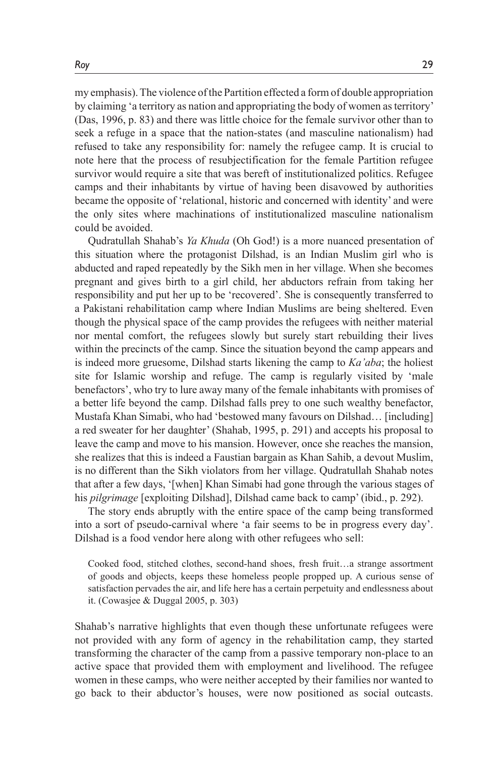my emphasis). The violence of the Partition effected a form of double appropriation by claiming 'a territory as nation and appropriating the body of women as territory' (Das, 1996, p. 83) and there was little choice for the female survivor other than to seek a refuge in a space that the nation-states (and masculine nationalism) had refused to take any responsibility for: namely the refugee camp. It is crucial to note here that the process of resubjectification for the female Partition refugee survivor would require a site that was bereft of institutionalized politics. Refugee camps and their inhabitants by virtue of having been disavowed by authorities became the opposite of 'relational, historic and concerned with identity' and were the only sites where machinations of institutionalized masculine nationalism could be avoided.

Qudratullah Shahab's *Ya Khuda* (Oh God!) is a more nuanced presentation of this situation where the protagonist Dilshad, is an Indian Muslim girl who is abducted and raped repeatedly by the Sikh men in her village. When she becomes pregnant and gives birth to a girl child, her abductors refrain from taking her responsibility and put her up to be 'recovered'. She is consequently transferred to a Pakistani rehabilitation camp where Indian Muslims are being sheltered. Even though the physical space of the camp provides the refugees with neither material nor mental comfort, the refugees slowly but surely start rebuilding their lives within the precincts of the camp. Since the situation beyond the camp appears and is indeed more gruesome, Dilshad starts likening the camp to *Ka'aba*; the holiest site for Islamic worship and refuge. The camp is regularly visited by 'male benefactors', who try to lure away many of the female inhabitants with promises of a better life beyond the camp. Dilshad falls prey to one such wealthy benefactor, Mustafa Khan Simabi, who had 'bestowed many favours on Dilshad… [including] a red sweater for her daughter' (Shahab, 1995, p. 291) and accepts his proposal to leave the camp and move to his mansion. However, once she reaches the mansion, she realizes that this is indeed a Faustian bargain as Khan Sahib, a devout Muslim, is no different than the Sikh violators from her village. Qudratullah Shahab notes that after a few days, '[when] Khan Simabi had gone through the various stages of his *pilgrimage* [exploiting Dilshad], Dilshad came back to camp' (ibid., p. 292).

The story ends abruptly with the entire space of the camp being transformed into a sort of pseudo-carnival where 'a fair seems to be in progress every day'. Dilshad is a food vendor here along with other refugees who sell:

> Cooked food, stitched clothes, second-hand shoes, fresh fruit…a strange assortment of goods and objects, keeps these homeless people propped up. A curious sense of satisfaction pervades the air, and life here has a certain perpetuity and endlessness about it. (Cowasjee & Duggal 2005, p. 303)

Shahab's narrative highlights that even though these unfortunate refugees were not provided with any form of agency in the rehabilitation camp, they started transforming the character of the camp from a passive temporary non-place to an active space that provided them with employment and livelihood. The refugee women in these camps, who were neither accepted by their families nor wanted to go back to their abductor's houses, were now positioned as social outcasts.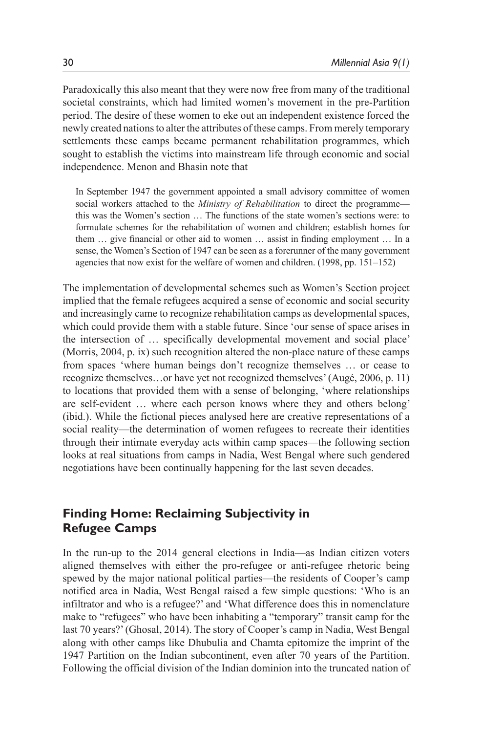Paradoxically this also meant that they were now free from many of the traditional societal constraints, which had limited women's movement in the pre-Partition period. The desire of these women to eke out an independent existence forced the newly created nations to alter the attributes of these camps. From merely temporary settlements these camps became permanent rehabilitation programmes, which sought to establish the victims into mainstream life through economic and social independence. Menon and Bhasin note that

> In September 1947 the government appointed a small advisory committee of women social workers attached to the *Ministry of Rehabilitation* to direct the programme—this was the Women's section … The functions of the state women's sections were: to formulate schemes for the rehabilitation of women and children; establish homes for them … give financial or other aid to women … assist in finding employment … In a sense, the Women's Section of 1947 can be seen as a forerunner of the many government agencies that now exist for the welfare of women and children. (1998, pp. 151–152)

The implementation of developmental schemes such as Women's Section project implied that the female refugees acquired a sense of economic and social security and increasingly came to recognize rehabilitation camps as developmental spaces, which could provide them with a stable future. Since 'our sense of space arises in the intersection of … specifically developmental movement and social place' (Morris, 2004, p. ix) such recognition altered the non-place nature of these camps from spaces 'where human beings don't recognize themselves … or cease to recognize themselves…or have yet not recognized themselves' (Augé, 2006, p. 11) to locations that provided them with a sense of belonging, 'where relationships are self-evident … where each person knows where they and others belong' (ibid.). While the fictional pieces analysed here are creative representations of a social reality—the determination of women refugees to recreate their identities through their intimate everyday acts within camp spaces—the following section looks at real situations from camps in Nadia, West Bengal where such gendered negotiations have been continually happening for the last seven decades.

## Finding Home: Reclaiming Subjectivity in Refugee Camps

In the run-up to the 2014 general elections in India—as Indian citizen voters aligned themselves with either the pro-refugee or anti-refugee rhetoric being spewed by the major national political parties—the residents of Cooper's camp notified area in Nadia, West Bengal raised a few simple questions: 'Who is an infiltrator and who is a refugee?' and 'What difference does this in nomenclature make to "refugees" who have been inhabiting a "temporary" transit camp for the last 70 years?' (Ghosal, 2014). The story of Cooper's camp in Nadia, West Bengal along with other camps like Dhubulia and Chamta epitomize the imprint of the 1947 Partition on the Indian subcontinent, even after 70 years of the Partition. Following the official division of the Indian dominion into the truncated nation of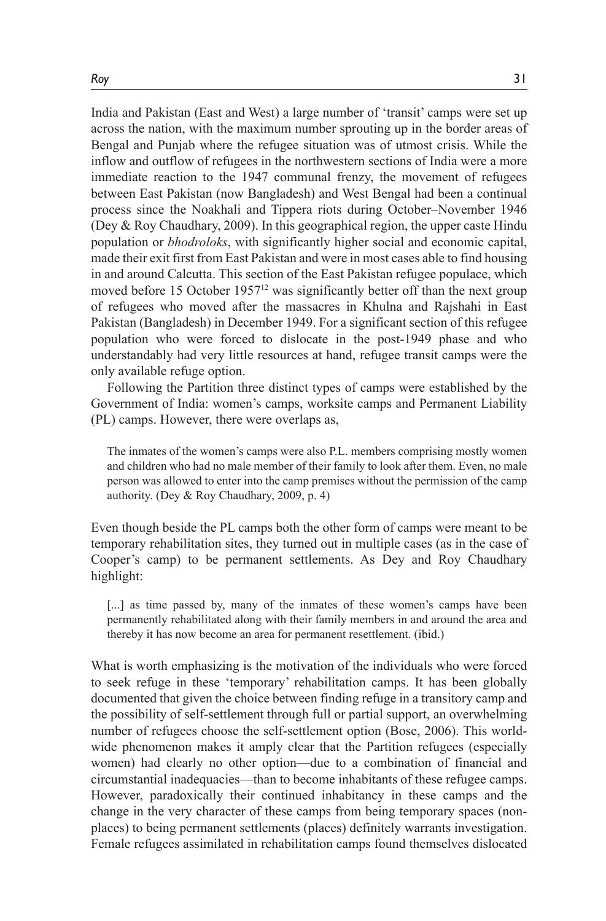India and Pakistan (East and West) a large number of 'transit' camps were set up across the nation, with the maximum number sprouting up in the border areas of Bengal and Punjab where the refugee situation was of utmost crisis. While the inflow and outflow of refugees in the northwestern sections of India were a more immediate reaction to the 1947 communal frenzy, the movement of refugees between East Pakistan (now Bangladesh) and West Bengal had been a continual process since the Noakhali and Tippera riots during October–November 1946 (Dey & Roy Chaudhary, 2009). In this geographical region, the upper caste Hindu population or *bhodroloks*, with significantly higher social and economic capital, made their exit first from East Pakistan and were in most cases able to find housing in and around Calcutta. This section of the East Pakistan refugee populace, which moved before 15 October 1957[12] was significantly better off than the next group of refugees who moved after the massacres in Khulna and Rajshahi in East Pakistan (Bangladesh) in December 1949. For a significant section of this refugee population who were forced to dislocate in the post-1949 phase and who understandably had very little resources at hand, refugee transit camps were the only available refuge option.

Following the Partition three distinct types of camps were established by the Government of India: women's camps, worksite camps and Permanent Liability (PL) camps. However, there were overlaps as,

> The inmates of the women's camps were also P.L. members comprising mostly women and children who had no male member of their family to look after them. Even, no male person was allowed to enter into the camp premises without the permission of the camp authority. (Dey & Roy Chaudhary, 2009, p. 4)

Even though beside the PL camps both the other form of camps were meant to be temporary rehabilitation sites, they turned out in multiple cases (as in the case of Cooper's camp) to be permanent settlements. As Dey and Roy Chaudhary highlight:

> [...] as time passed by, many of the inmates of these women's camps have been permanently rehabilitated along with their family members in and around the area and thereby it has now become an area for permanent resettlement. (ibid.)

What is worth emphasizing is the motivation of the individuals who were forced to seek refuge in these 'temporary' rehabilitation camps. It has been globally documented that given the choice between finding refuge in a transitory camp and the possibility of self-settlement through full or partial support, an overwhelming number of refugees choose the self-settlement option (Bose, 2006). This world-wide phenomenon makes it amply clear that the Partition refugees (especially women) had clearly no other option—due to a combination of financial and circumstantial inadequacies—than to become inhabitants of these refugee camps. However, paradoxically their continued inhabitancy in these camps and the change in the very character of these camps from being temporary spaces (non-places) to being permanent settlements (places) definitely warrants investigation. Female refugees assimilated in rehabilitation camps found themselves dislocated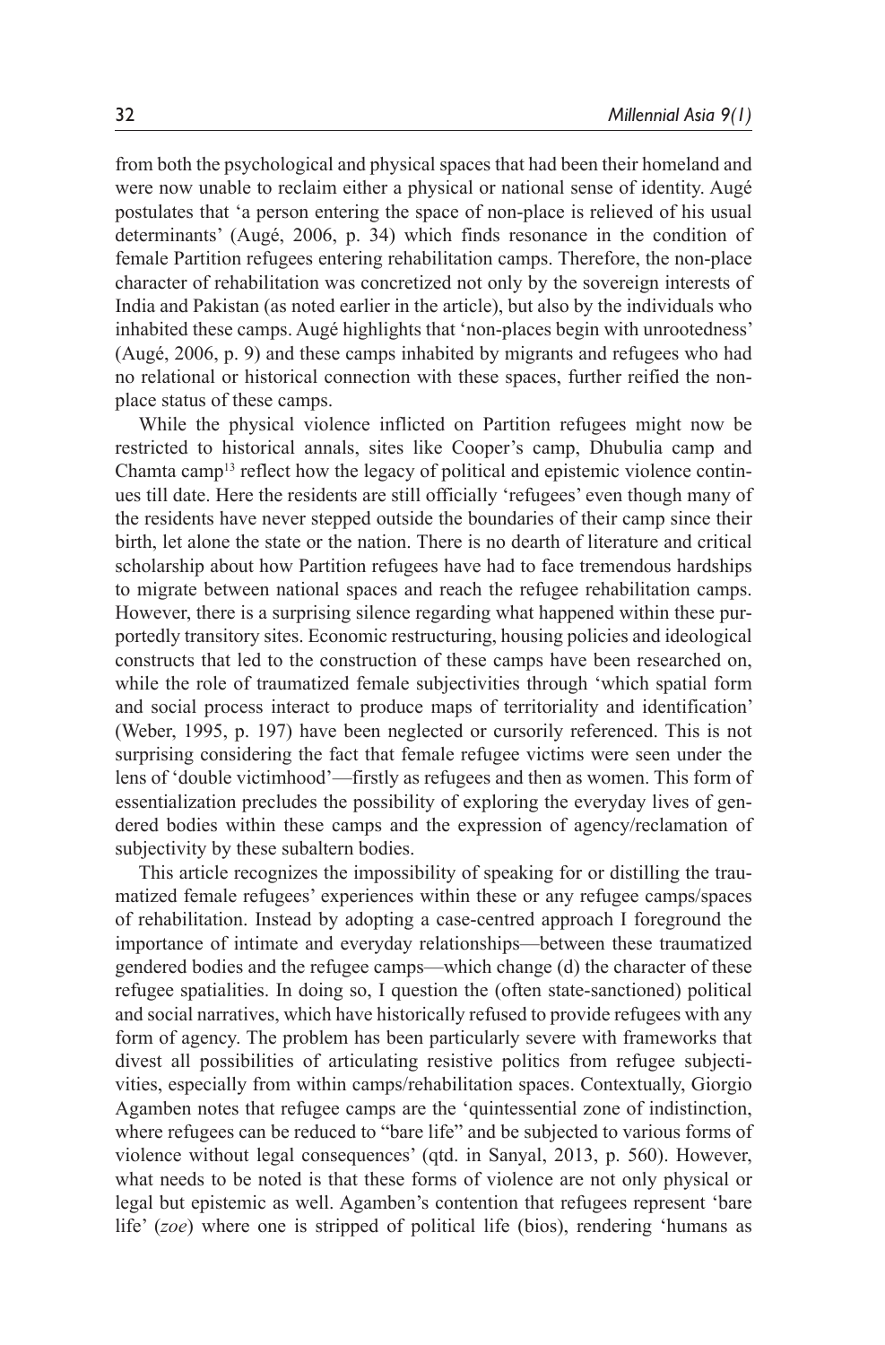from both the psychological and physical spaces that had been their homeland and were now unable to reclaim either a physical or national sense of identity. Augé postulates that 'a person entering the space of non-place is relieved of his usual determinants' (Augé, 2006, p. 34) which finds resonance in the condition of female Partition refugees entering rehabilitation camps. Therefore, the non-place character of rehabilitation was concretized not only by the sovereign interests of India and Pakistan (as noted earlier in the article), but also by the individuals who inhabited these camps. Augé highlights that 'non-places begin with unrootedness' (Augé, 2006, p. 9) and these camps inhabited by migrants and refugees who had no relational or historical connection with these spaces, further reified the non-place status of these camps.

While the physical violence inflicted on Partition refugees might now be restricted to historical annals, sites like Cooper's camp, Dhubulia camp and Chamta camp[13] reflect how the legacy of political and epistemic violence continues till date. Here the residents are still officially 'refugees' even though many of the residents have never stepped outside the boundaries of their camp since their birth, let alone the state or the nation. There is no dearth of literature and critical scholarship about how Partition refugees have had to face tremendous hardships to migrate between national spaces and reach the refugee rehabilitation camps. However, there is a surprising silence regarding what happened within these purportedly transitory sites. Economic restructuring, housing policies and ideological constructs that led to the construction of these camps have been researched on, while the role of traumatized female subjectivities through 'which spatial form and social process interact to produce maps of territoriality and identification' (Weber, 1995, p. 197) have been neglected or cursorily referenced. This is not surprising considering the fact that female refugee victims were seen under the lens of 'double victimhood'—firstly as refugees and then as women. This form of essentialization precludes the possibility of exploring the everyday lives of gendered bodies within these camps and the expression of agency/reclamation of subjectivity by these subaltern bodies.

This article recognizes the impossibility of speaking for or distilling the traumatized female refugees' experiences within these or any refugee camps/spaces of rehabilitation. Instead by adopting a case-centred approach I foreground the importance of intimate and everyday relationships—between these traumatized gendered bodies and the refugee camps—which change (d) the character of these refugee spatialities. In doing so, I question the (often state-sanctioned) political and social narratives, which have historically refused to provide refugees with any form of agency. The problem has been particularly severe with frameworks that divest all possibilities of articulating resistive politics from refugee subjectivities, especially from within camps/rehabilitation spaces. Contextually, Giorgio Agamben notes that refugee camps are the 'quintessential zone of indistinction, where refugees can be reduced to "bare life" and be subjected to various forms of violence without legal consequences' (qtd. in Sanyal, 2013, p. 560). However, what needs to be noted is that these forms of violence are not only physical or legal but epistemic as well. Agamben's contention that refugees represent 'bare life' (*zoe*) where one is stripped of political life (bios), rendering 'humans as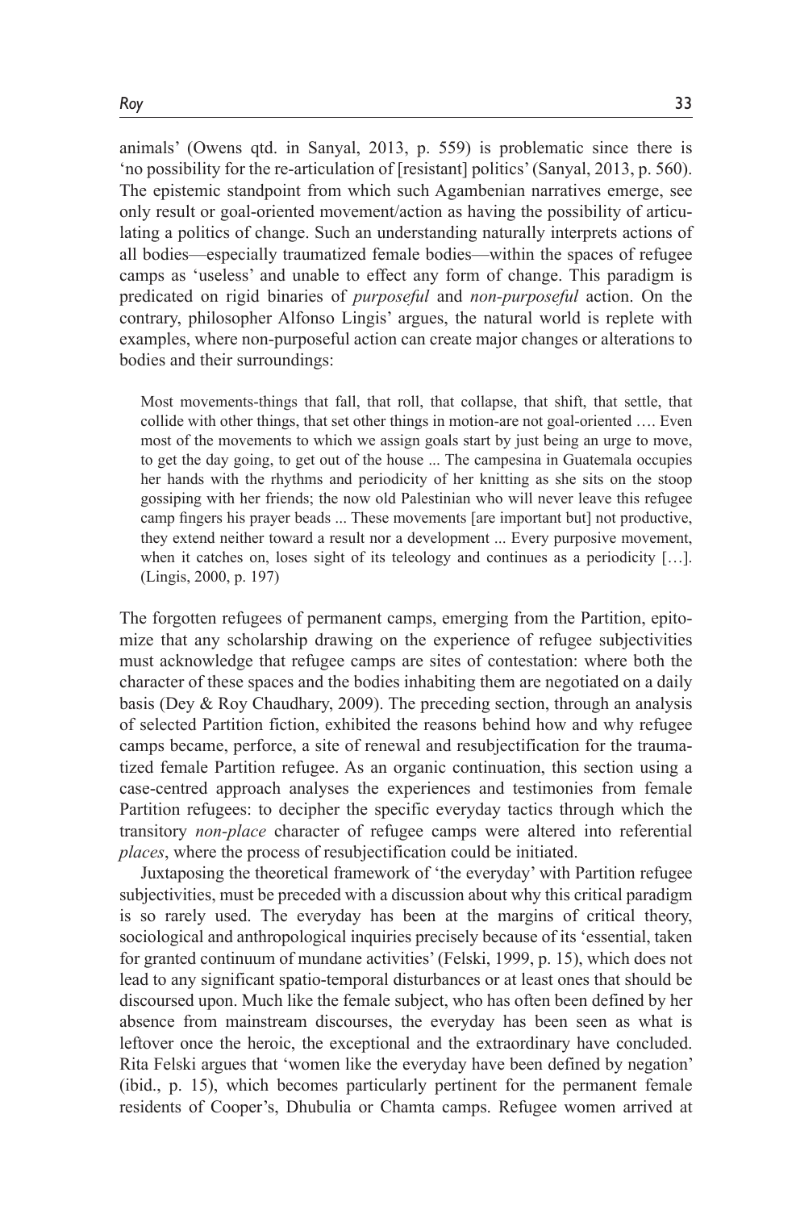animals' (Owens qtd. in Sanyal, 2013, p. 559) is problematic since there is 'no possibility for the re-articulation of [resistant] politics' (Sanyal, 2013, p. 560). The epistemic standpoint from which such Agambenian narratives emerge, see only result or goal-oriented movement/action as having the possibility of articulating a politics of change. Such an understanding naturally interprets actions of all bodies—especially traumatized female bodies—within the spaces of refugee camps as 'useless' and unable to effect any form of change. This paradigm is predicated on rigid binaries of *purposeful* and *non-purposeful* action. On the contrary, philosopher Alfonso Lingis' argues, the natural world is replete with examples, where non-purposeful action can create major changes or alterations to bodies and their surroundings:

> Most movements-things that fall, that roll, that collapse, that shift, that settle, that collide with other things, that set other things in motion-are not goal-oriented …. Even most of the movements to which we assign goals start by just being an urge to move, to get the day going, to get out of the house ... The campesina in Guatemala occupies her hands with the rhythms and periodicity of her knitting as she sits on the stoop gossiping with her friends; the now old Palestinian who will never leave this refugee camp fingers his prayer beads ... These movements [are important but] not productive, they extend neither toward a result nor a development ... Every purposive movement, when it catches on, loses sight of its teleology and continues as a periodicity […]. (Lingis, 2000, p. 197)

The forgotten refugees of permanent camps, emerging from the Partition, epitomize that any scholarship drawing on the experience of refugee subjectivities must acknowledge that refugee camps are sites of contestation: where both the character of these spaces and the bodies inhabiting them are negotiated on a daily basis (Dey & Roy Chaudhary, 2009). The preceding section, through an analysis of selected Partition fiction, exhibited the reasons behind how and why refugee camps became, perforce, a site of renewal and resubjectification for the traumatized female Partition refugee. As an organic continuation, this section using a case-centred approach analyses the experiences and testimonies from female Partition refugees: to decipher the specific everyday tactics through which the transitory *non-place* character of refugee camps were altered into referential *places*, where the process of resubjectification could be initiated.

Juxtaposing the theoretical framework of 'the everyday' with Partition refugee subjectivities, must be preceded with a discussion about why this critical paradigm is so rarely used. The everyday has been at the margins of critical theory, sociological and anthropological inquiries precisely because of its 'essential, taken for granted continuum of mundane activities' (Felski, 1999, p. 15), which does not lead to any significant spatio-temporal disturbances or at least ones that should be discoursed upon. Much like the female subject, who has often been defined by her absence from mainstream discourses, the everyday has been seen as what is leftover once the heroic, the exceptional and the extraordinary have concluded. Rita Felski argues that 'women like the everyday have been defined by negation' (ibid., p. 15), which becomes particularly pertinent for the permanent female residents of Cooper's, Dhubulia or Chamta camps. Refugee women arrived at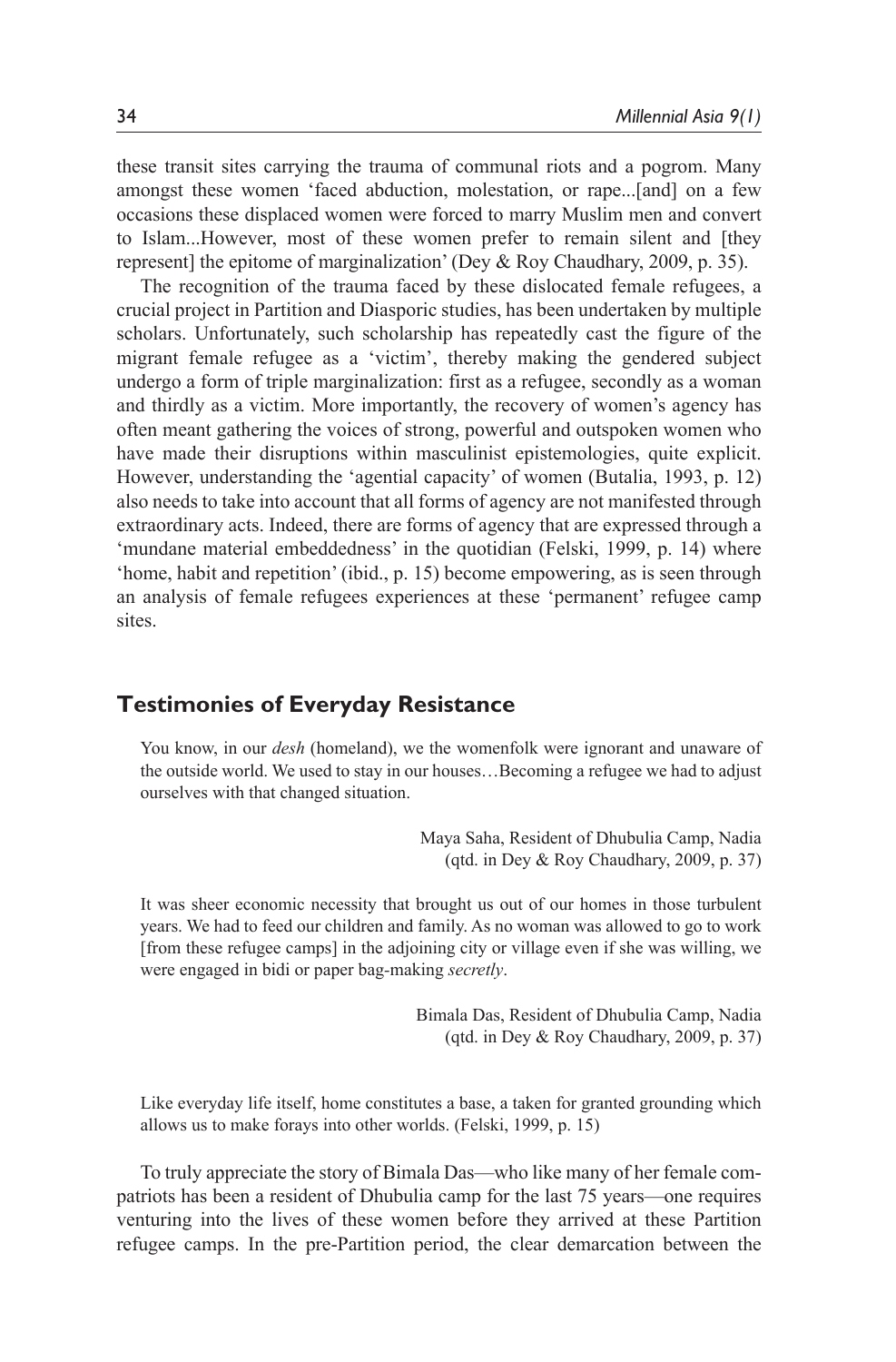these transit sites carrying the trauma of communal riots and a pogrom. Many amongst these women 'faced abduction, molestation, or rape...[and] on a few occasions these displaced women were forced to marry Muslim men and convert to Islam...However, most of these women prefer to remain silent and [they represent] the epitome of marginalization' (Dey & Roy Chaudhary, 2009, p. 35).

The recognition of the trauma faced by these dislocated female refugees, a crucial project in Partition and Diasporic studies, has been undertaken by multiple scholars. Unfortunately, such scholarship has repeatedly cast the figure of the migrant female refugee as a 'victim', thereby making the gendered subject undergo a form of triple marginalization: first as a refugee, secondly as a woman and thirdly as a victim. More importantly, the recovery of women's agency has often meant gathering the voices of strong, powerful and outspoken women who have made their disruptions within masculinist epistemologies, quite explicit. However, understanding the 'agential capacity' of women (Butalia, 1993, p. 12) also needs to take into account that all forms of agency are not manifested through extraordinary acts. Indeed, there are forms of agency that are expressed through a 'mundane material embeddedness' in the quotidian (Felski, 1999, p. 14) where 'home, habit and repetition' (ibid., p. 15) become empowering, as is seen through an analysis of female refugees experiences at these 'permanent' refugee camp sites.

## Testimonies of Everyday Resistance

> You know, in our *desh* (homeland), we the womenfolk were ignorant and unaware of the outside world. We used to stay in our houses…Becoming a refugee we had to adjust ourselves with that changed situation.
>
> Maya Saha, Resident of Dhubulia Camp, Nadia
> (qtd. in Dey & Roy Chaudhary, 2009, p. 37)

> It was sheer economic necessity that brought us out of our homes in those turbulent years. We had to feed our children and family. As no woman was allowed to go to work [from these refugee camps] in the adjoining city or village even if she was willing, we were engaged in bidi or paper bag-making *secretly*.
>
> Bimala Das, Resident of Dhubulia Camp, Nadia
> (qtd. in Dey & Roy Chaudhary, 2009, p. 37)

> Like everyday life itself, home constitutes a base, a taken for granted grounding which allows us to make forays into other worlds. (Felski, 1999, p. 15)

To truly appreciate the story of Bimala Das—who like many of her female compatriots has been a resident of Dhubulia camp for the last 75 years—one requires venturing into the lives of these women before they arrived at these Partition refugee camps. In the pre-Partition period, the clear demarcation between the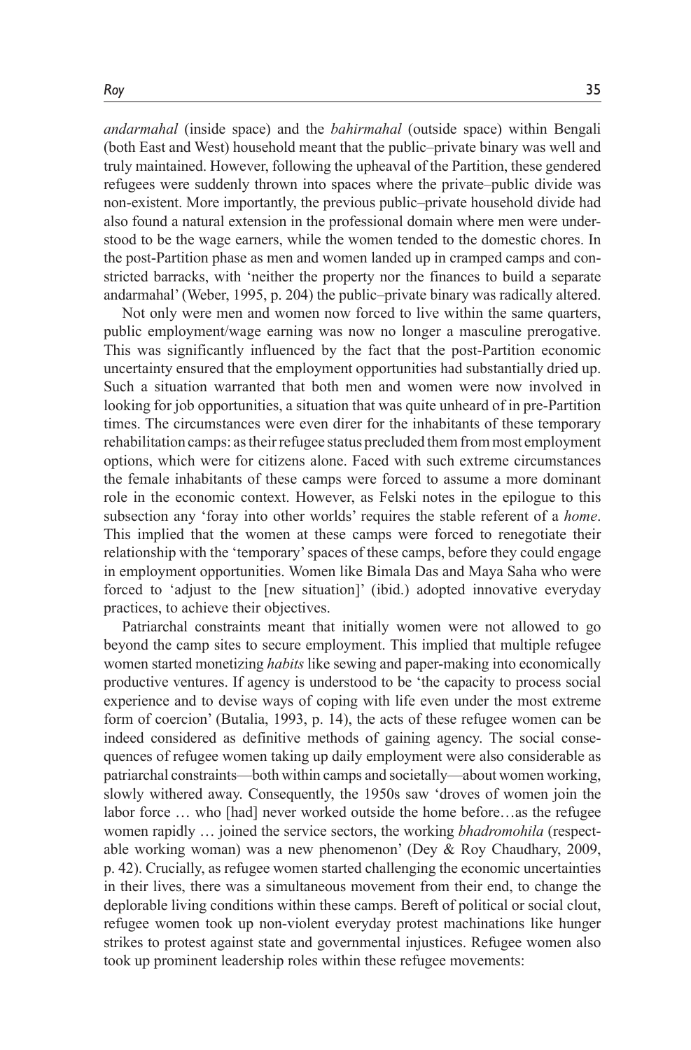*andarmahal* (inside space) and the *bahirmahal* (outside space) within Bengali (both East and West) household meant that the public–private binary was well and truly maintained. However, following the upheaval of the Partition, these gendered refugees were suddenly thrown into spaces where the private–public divide was non-existent. More importantly, the previous public–private household divide had also found a natural extension in the professional domain where men were understood to be the wage earners, while the women tended to the domestic chores. In the post-Partition phase as men and women landed up in cramped camps and constricted barracks, with 'neither the property nor the finances to build a separate andarmahal' (Weber, 1995, p. 204) the public–private binary was radically altered.

Not only were men and women now forced to live within the same quarters, public employment/wage earning was now no longer a masculine prerogative. This was significantly influenced by the fact that the post-Partition economic uncertainty ensured that the employment opportunities had substantially dried up. Such a situation warranted that both men and women were now involved in looking for job opportunities, a situation that was quite unheard of in pre-Partition times. The circumstances were even direr for the inhabitants of these temporary rehabilitation camps: as their refugee status precluded them from most employment options, which were for citizens alone. Faced with such extreme circumstances the female inhabitants of these camps were forced to assume a more dominant role in the economic context. However, as Felski notes in the epilogue to this subsection any 'foray into other worlds' requires the stable referent of a *home*. This implied that the women at these camps were forced to renegotiate their relationship with the 'temporary' spaces of these camps, before they could engage in employment opportunities. Women like Bimala Das and Maya Saha who were forced to 'adjust to the [new situation]' (ibid.) adopted innovative everyday practices, to achieve their objectives.

Patriarchal constraints meant that initially women were not allowed to go beyond the camp sites to secure employment. This implied that multiple refugee women started monetizing *habits* like sewing and paper-making into economically productive ventures. If agency is understood to be 'the capacity to process social experience and to devise ways of coping with life even under the most extreme form of coercion' (Butalia, 1993, p. 14), the acts of these refugee women can be indeed considered as definitive methods of gaining agency. The social consequences of refugee women taking up daily employment were also considerable as patriarchal constraints—both within camps and societally—about women working, slowly withered away. Consequently, the 1950s saw 'droves of women join the labor force … who [had] never worked outside the home before…as the refugee women rapidly … joined the service sectors, the working *bhadromohila* (respectable working woman) was a new phenomenon' (Dey & Roy Chaudhary, 2009, p. 42). Crucially, as refugee women started challenging the economic uncertainties in their lives, there was a simultaneous movement from their end, to change the deplorable living conditions within these camps. Bereft of political or social clout, refugee women took up non-violent everyday protest machinations like hunger strikes to protest against state and governmental injustices. Refugee women also took up prominent leadership roles within these refugee movements: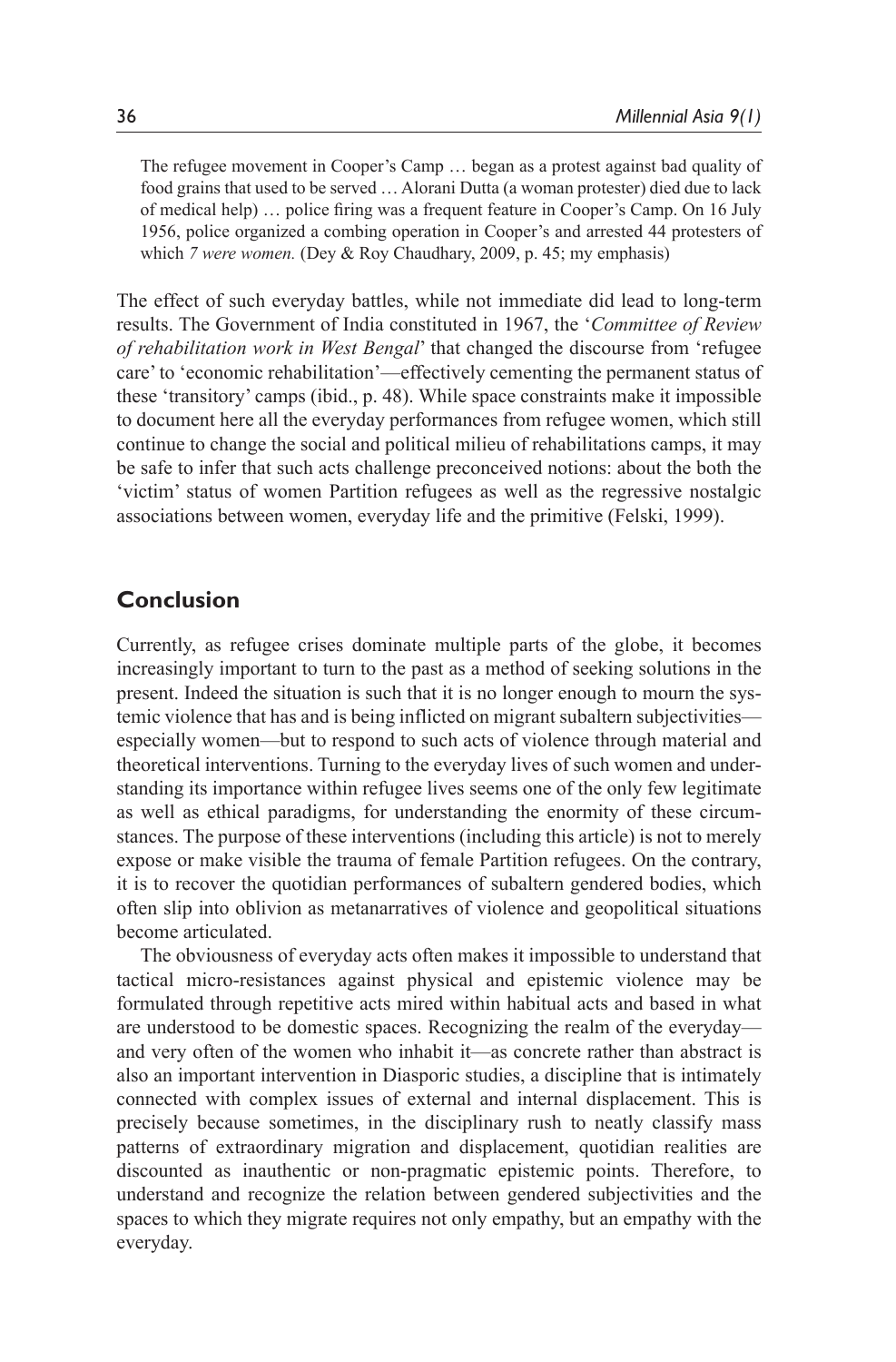> The refugee movement in Cooper's Camp … began as a protest against bad quality of food grains that used to be served … Alorani Dutta (a woman protester) died due to lack of medical help) … police firing was a frequent feature in Cooper's Camp. On 16 July 1956, police organized a combing operation in Cooper's and arrested 44 protesters of which *7 were women.* (Dey & Roy Chaudhary, 2009, p. 45; my emphasis)

The effect of such everyday battles, while not immediate did lead to long-term results. The Government of India constituted in 1967, the '*Committee of Review of rehabilitation work in West Bengal*' that changed the discourse from 'refugee care' to 'economic rehabilitation'—effectively cementing the permanent status of these 'transitory' camps (ibid., p. 48). While space constraints make it impossible to document here all the everyday performances from refugee women, which still continue to change the social and political milieu of rehabilitations camps, it may be safe to infer that such acts challenge preconceived notions: about the both the 'victim' status of women Partition refugees as well as the regressive nostalgic associations between women, everyday life and the primitive (Felski, 1999).

## Conclusion

Currently, as refugee crises dominate multiple parts of the globe, it becomes increasingly important to turn to the past as a method of seeking solutions in the present. Indeed the situation is such that it is no longer enough to mourn the systemic violence that has and is being inflicted on migrant subaltern subjectivities—especially women—but to respond to such acts of violence through material and theoretical interventions. Turning to the everyday lives of such women and understanding its importance within refugee lives seems one of the only few legitimate as well as ethical paradigms, for understanding the enormity of these circumstances. The purpose of these interventions (including this article) is not to merely expose or make visible the trauma of female Partition refugees. On the contrary, it is to recover the quotidian performances of subaltern gendered bodies, which often slip into oblivion as metanarratives of violence and geopolitical situations become articulated.

The obviousness of everyday acts often makes it impossible to understand that tactical micro-resistances against physical and epistemic violence may be formulated through repetitive acts mired within habitual acts and based in what are understood to be domestic spaces. Recognizing the realm of the everyday—and very often of the women who inhabit it—as concrete rather than abstract is also an important intervention in Diasporic studies, a discipline that is intimately connected with complex issues of external and internal displacement. This is precisely because sometimes, in the disciplinary rush to neatly classify mass patterns of extraordinary migration and displacement, quotidian realities are discounted as inauthentic or non-pragmatic epistemic points. Therefore, to understand and recognize the relation between gendered subjectivities and the spaces to which they migrate requires not only empathy, but an empathy with the everyday.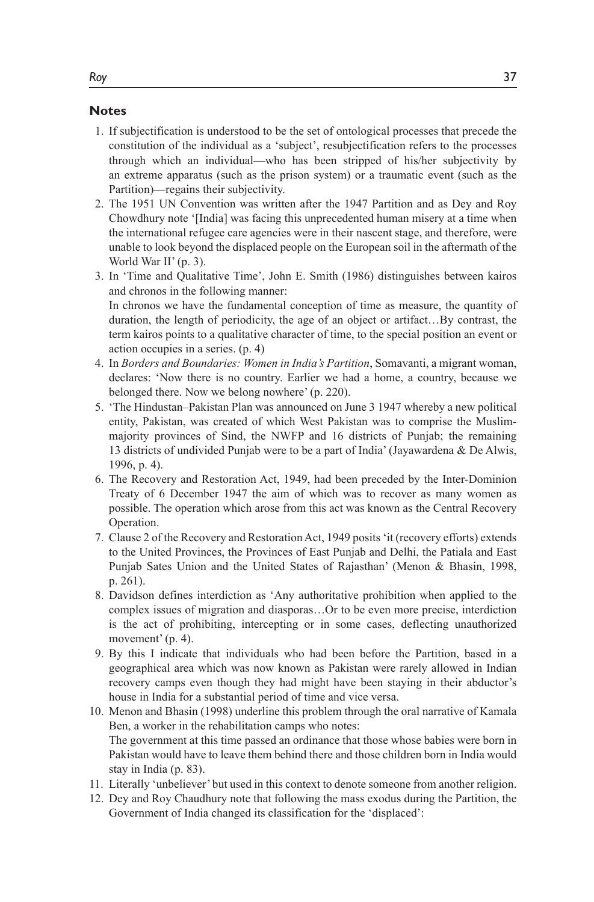## Notes

1. If subjectification is understood to be the set of ontological processes that precede the constitution of the individual as a 'subject', resubjectification refers to the processes through which an individual—who has been stripped of his/her subjectivity by an extreme apparatus (such as the prison system) or a traumatic event (such as the Partition)—regains their subjectivity.
2. The 1951 UN Convention was written after the 1947 Partition and as Dey and Roy Chowdhury note '[India] was facing this unprecedented human misery at a time when the international refugee care agencies were in their nascent stage, and therefore, were unable to look beyond the displaced people on the European soil in the aftermath of the World War II' (p. 3).
3. In 'Time and Qualitative Time', John E. Smith (1986) distinguishes between kairos and chronos in the following manner:

   In chronos we have the fundamental conception of time as measure, the quantity of duration, the length of periodicity, the age of an object or artifact…By contrast, the term kairos points to a qualitative character of time, to the special position an event or action occupies in a series. (p. 4)
4. In *Borders and Boundaries: Women in India's Partition*, Somavanti, a migrant woman, declares: 'Now there is no country. Earlier we had a home, a country, because we belonged there. Now we belong nowhere' (p. 220).
5. 'The Hindustan–Pakistan Plan was announced on June 3 1947 whereby a new political entity, Pakistan, was created of which West Pakistan was to comprise the Muslim-majority provinces of Sind, the NWFP and 16 districts of Punjab; the remaining 13 districts of undivided Punjab were to be a part of India' (Jayawardena & De Alwis, 1996, p. 4).
6. The Recovery and Restoration Act, 1949, had been preceded by the Inter-Dominion Treaty of 6 December 1947 the aim of which was to recover as many women as possible. The operation which arose from this act was known as the Central Recovery Operation.
7. Clause 2 of the Recovery and Restoration Act, 1949 posits 'it (recovery efforts) extends to the United Provinces, the Provinces of East Punjab and Delhi, the Patiala and East Punjab Sates Union and the United States of Rajasthan' (Menon & Bhasin, 1998, p. 261).
8. Davidson defines interdiction as 'Any authoritative prohibition when applied to the complex issues of migration and diasporas…Or to be even more precise, interdiction is the act of prohibiting, intercepting or in some cases, deflecting unauthorized movement' (p. 4).
9. By this I indicate that individuals who had been before the Partition, based in a geographical area which was now known as Pakistan were rarely allowed in Indian recovery camps even though they had might have been staying in their abductor's house in India for a substantial period of time and vice versa.
10. Menon and Bhasin (1998) underline this problem through the oral narrative of Kamala Ben, a worker in the rehabilitation camps who notes:

    The government at this time passed an ordinance that those whose babies were born in Pakistan would have to leave them behind there and those children born in India would stay in India (p. 83).
11. Literally 'unbeliever' but used in this context to denote someone from another religion.
12. Dey and Roy Chaudhury note that following the mass exodus during the Partition, the Government of India changed its classification for the 'displaced':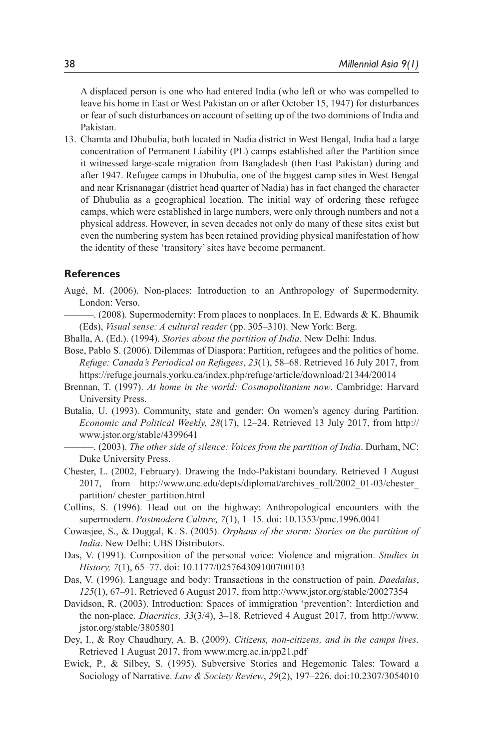A displaced person is one who had entered India (who left or who was compelled to leave his home in East or West Pakistan on or after October 15, 1947) for disturbances or fear of such disturbances on account of setting up of the two dominions of India and Pakistan.

13. Chamta and Dhubulia, both located in Nadia district in West Bengal, India had a large concentration of Permanent Liability (PL) camps established after the Partition since it witnessed large-scale migration from Bangladesh (then East Pakistan) during and after 1947. Refugee camps in Dhubulia, one of the biggest camp sites in West Bengal and near Krisnanagar (district head quarter of Nadia) has in fact changed the character of Dhubulia as a geographical location. The initial way of ordering these refugee camps, which were established in large numbers, were only through numbers and not a physical address. However, in seven decades not only do many of these sites exist but even the numbering system has been retained providing physical manifestation of how the identity of these 'transitory' sites have become permanent.

## References

Augé, M. (2006). Non-places: Introduction to an Anthropology of Supermodernity. London: Verso.

———. (2008). Supermodernity: From places to nonplaces. In E. Edwards & K. Bhaumik (Eds), *Visual sense: A cultural reader* (pp. 305–310). New York: Berg.

Bhalla, A. (Ed.). (1994). *Stories about the partition of India*. New Delhi: Indus.

Bose, Pablo S. (2006). Dilemmas of Diaspora: Partition, refugees and the politics of home. *Refuge: Canada's Periodical on Refugees*, *23*(1), 58–68. Retrieved 16 July 2017, from https://refuge.journals.yorku.ca/index.php/refuge/article/download/21344/20014

Brennan, T. (1997). *At home in the world: Cosmopolitanism now*. Cambridge: Harvard University Press.

Butalia, U. (1993). Community, state and gender: On women's agency during Partition. *Economic and Political Weekly, 28*(17), 12–24. Retrieved 13 July 2017, from http://www.jstor.org/stable/4399641

———. (2003). *The other side of silence: Voices from the partition of India*. Durham, NC: Duke University Press.

Chester, L. (2002, February). Drawing the Indo-Pakistani boundary. Retrieved 1 August 2017, from http://www.unc.edu/depts/diplomat/archives_roll/2002_01-03/chester_partition/ chester_partition.html

Collins, S. (1996). Head out on the highway: Anthropological encounters with the supermodern. *Postmodern Culture, 7*(1), 1–15. doi: 10.1353/pmc.1996.0041

Cowasjee, S., & Duggal, K. S. (2005). *Orphans of the storm: Stories on the partition of India*. New Delhi: UBS Distributors.

Das, V. (1991). Composition of the personal voice: Violence and migration. *Studies in History, 7*(1), 65–77. doi: 10.1177/025764309100700103

Das, V. (1996). Language and body: Transactions in the construction of pain. *Daedalus*, *125*(1), 67–91. Retrieved 6 August 2017, from http://www.jstor.org/stable/20027354

Davidson, R. (2003). Introduction: Spaces of immigration 'prevention': Interdiction and the non-place. *Diacritics, 33*(3/4), 3–18. Retrieved 4 August 2017, from http://www.jstor.org/stable/3805801

Dey, I., & Roy Chaudhury, A. B. (2009). *Citizens, non-citizens, and in the camps lives*. Retrieved 1 August 2017, from www.mcrg.ac.in/pp21.pdf

Ewick, P., & Silbey, S. (1995). Subversive Stories and Hegemonic Tales: Toward a Sociology of Narrative. *Law & Society Review*, *29*(2), 197–226. doi:10.2307/3054010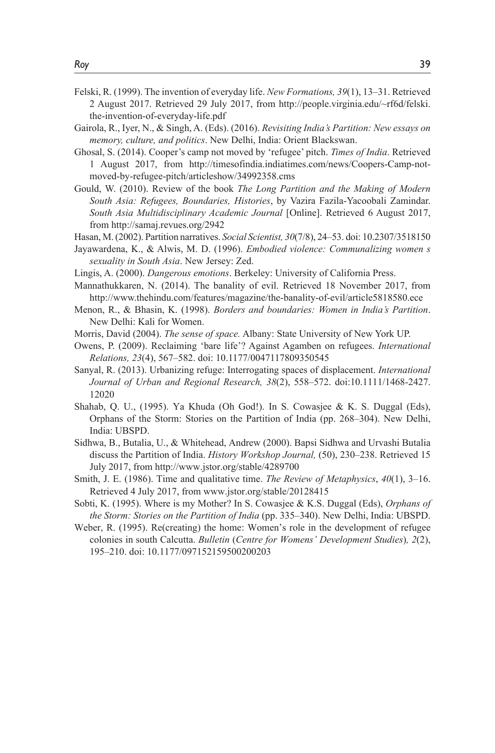Felski, R. (1999). The invention of everyday life. *New Formations, 39*(1), 13–31. Retrieved 2 August 2017. Retrieved 29 July 2017, from http://people.virginia.edu/~rf6d/felski.the-invention-of-everyday-life.pdf

Gairola, R., Iyer, N., & Singh, A. (Eds). (2016). *Revisiting India's Partition: New essays on memory, culture, and politics*. New Delhi, India: Orient Blackswan.

Ghosal, S. (2014). Cooper's camp not moved by 'refugee' pitch. *Times of India*. Retrieved 1 August 2017, from http://timesofindia.indiatimes.com/news/Coopers-Camp-not-moved-by-refugee-pitch/articleshow/34992358.cms

Gould, W. (2010). Review of the book *The Long Partition and the Making of Modern South Asia: Refugees, Boundaries, Histories*, by Vazira Fazila-Yacoobali Zamindar. *South Asia Multidisciplinary Academic Journal* [Online]. Retrieved 6 August 2017, from http://samaj.revues.org/2942

Hasan, M. (2002). Partition narratives. *Social Scientist, 30*(7/8), 24–53. doi: 10.2307/3518150

Jayawardena, K., & Alwis, M. D. (1996). *Embodied violence: Communalizing women s sexuality in South Asia*. New Jersey: Zed.

Lingis, A. (2000). *Dangerous emotions*. Berkeley: University of California Press.

Mannathukkaren, N. (2014). The banality of evil. Retrieved 18 November 2017, from http://www.thehindu.com/features/magazine/the-banality-of-evil/article5818580.ece

Menon, R., & Bhasin, K. (1998). *Borders and boundaries: Women in India's Partition*. New Delhi: Kali for Women.

Morris, David (2004). *The sense of space.* Albany: State University of New York UP.

Owens, P. (2009). Reclaiming 'bare life'? Against Agamben on refugees. *International Relations, 23*(4), 567–582. doi: 10.1177/0047117809350545

Sanyal, R. (2013). Urbanizing refuge: Interrogating spaces of displacement. *International Journal of Urban and Regional Research, 38*(2), 558–572. doi:10.1111/1468-2427.12020

Shahab, Q. U., (1995). Ya Khuda (Oh God!). In S. Cowasjee & K. S. Duggal (Eds), Orphans of the Storm: Stories on the Partition of India (pp. 268–304). New Delhi, India: UBSPD.

Sidhwa, B., Butalia, U., & Whitehead, Andrew (2000). Bapsi Sidhwa and Urvashi Butalia discuss the Partition of India. *History Workshop Journal,* (50), 230–238. Retrieved 15 July 2017, from http://www.jstor.org/stable/4289700

Smith, J. E. (1986). Time and qualitative time. *The Review of Metaphysics*, *40*(1), 3–16. Retrieved 4 July 2017, from www.jstor.org/stable/20128415

Sobti, K. (1995). Where is my Mother? In S. Cowasjee & K.S. Duggal (Eds), *Orphans of the Storm: Stories on the Partition of India* (pp. 335–340). New Delhi, India: UBSPD.

Weber, R. (1995). Re(creating) the home: Women's role in the development of refugee colonies in south Calcutta. *Bulletin* (*Centre for Womens' Development Studies*)*, 2*(2), 195–210. doi: 10.1177/097152159500200203